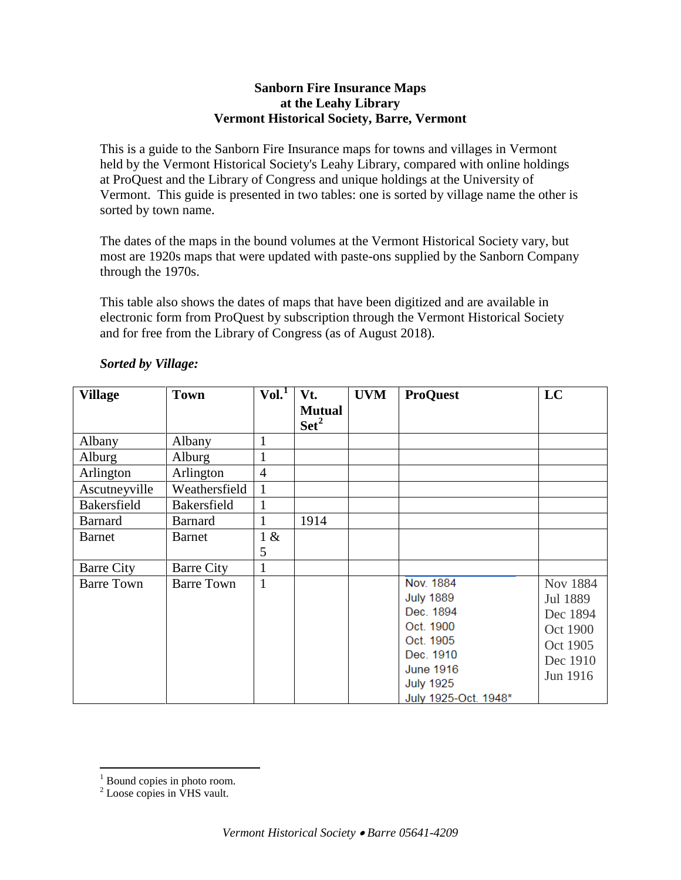**Sanborn Fire Insurance Maps**
**at the Leahy Library**
**Vermont Historical Society, Barre, Vermont**

This is a guide to the Sanborn Fire Insurance maps for towns and villages in Vermont held by the Vermont Historical Society's Leahy Library, compared with online holdings at ProQuest and the Library of Congress and unique holdings at the University of Vermont. This guide is presented in two tables: one is sorted by village name the other is sorted by town name.

The dates of the maps in the bound volumes at the Vermont Historical Society vary, but most are 1920s maps that were updated with paste-ons supplied by the Sanborn Company through the 1970s.

This table also shows the dates of maps that have been digitized and are available in electronic form from ProQuest by subscription through the Vermont Historical Society and for free from the Library of Congress (as of August 2018).

***Sorted by Village:***

| Village | Town | Vol.[1] | Vt. Mutual Set[2] | UVM | ProQuest | LC |
|---|---|---|---|---|---|---|
| Albany | Albany | 1 | | | | |
| Alburg | Alburg | 1 | | | | |
| Arlington | Arlington | 4 | | | | |
| Ascutneyville | Weathersfield | 1 | | | | |
| Bakersfield | Bakersfield | 1 | | | | |
| Barnard | Barnard | 1 | 1914 | | | |
| Barnet | Barnet | 1 & 5 | | | | |
| Barre City | Barre City | 1 | | | | |
| Barre Town | Barre Town | 1 | | | Nov. 1884<br>July 1889<br>Dec. 1894<br>Oct. 1900<br>Oct. 1905<br>Dec. 1910<br>June 1916<br>July 1925<br>July 1925-Oct. 1948* | Nov 1884<br>Jul 1889<br>Dec 1894<br>Oct 1900<br>Oct 1905<br>Dec 1910<br>Jun 1916 |

[1] Bound copies in photo room.
[2] Loose copies in VHS vault.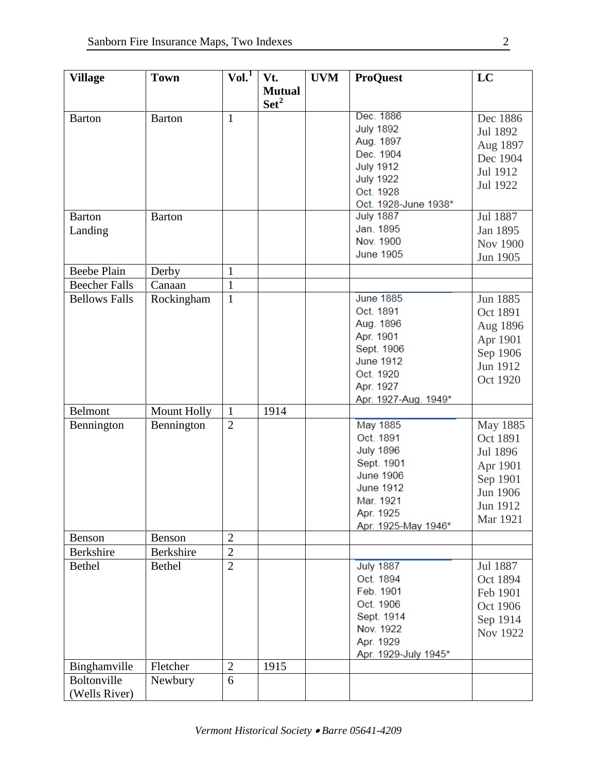| Village | Town | Vol.[1] | Vt. Mutual Set[2] | UVM | ProQuest | LC |
|---|---|---|---|---|---|---|
| Barton | Barton | 1 | | | Dec. 1886<br>July 1892<br>Aug. 1897<br>Dec. 1904<br>July 1912<br>July 1922<br>Oct. 1928<br>Oct. 1928-June 1938* | Dec 1886<br>Jul 1892<br>Aug 1897<br>Dec 1904<br>Jul 1912<br>Jul 1922 |
| Barton Landing | Barton | | | | July 1887<br>Jan. 1895<br>Nov. 1900<br>June 1905 | Jul 1887<br>Jan 1895<br>Nov 1900<br>Jun 1905 |
| Beebe Plain | Derby | 1 | | | | |
| Beecher Falls | Canaan | 1 | | | | |
| Bellows Falls | Rockingham | 1 | | | June 1885<br>Oct. 1891<br>Aug. 1896<br>Apr. 1901<br>Sept. 1906<br>June 1912<br>Oct. 1920<br>Apr. 1927<br>Apr. 1927-Aug. 1949* | Jun 1885<br>Oct 1891<br>Aug 1896<br>Apr 1901<br>Sep 1906<br>Jun 1912<br>Oct 1920 |
| Belmont | Mount Holly | 1 | 1914 | | | |
| Bennington | Bennington | 2 | | | May 1885<br>Oct. 1891<br>July 1896<br>Sept. 1901<br>June 1906<br>June 1912<br>Mar. 1921<br>Apr. 1925<br>Apr. 1925-May 1946* | May 1885<br>Oct 1891<br>Jul 1896<br>Apr 1901<br>Sep 1901<br>Jun 1906<br>Jun 1912<br>Mar 1921 |
| Benson | Benson | 2 | | | | |
| Berkshire | Berkshire | 2 | | | | |
| Bethel | Bethel | 2 | | | July 1887<br>Oct. 1894<br>Feb. 1901<br>Oct. 1906<br>Sept. 1914<br>Nov. 1922<br>Apr. 1929<br>Apr. 1929-July 1945* | Jul 1887<br>Oct 1894<br>Feb 1901<br>Oct 1906<br>Sep 1914<br>Nov 1922 |
| Binghamville | Fletcher | 2 | 1915 | | | |
| Boltonville (Wells River) | Newbury | 6 | | | | |

*Vermont Historical Society • Barre 05641-4209*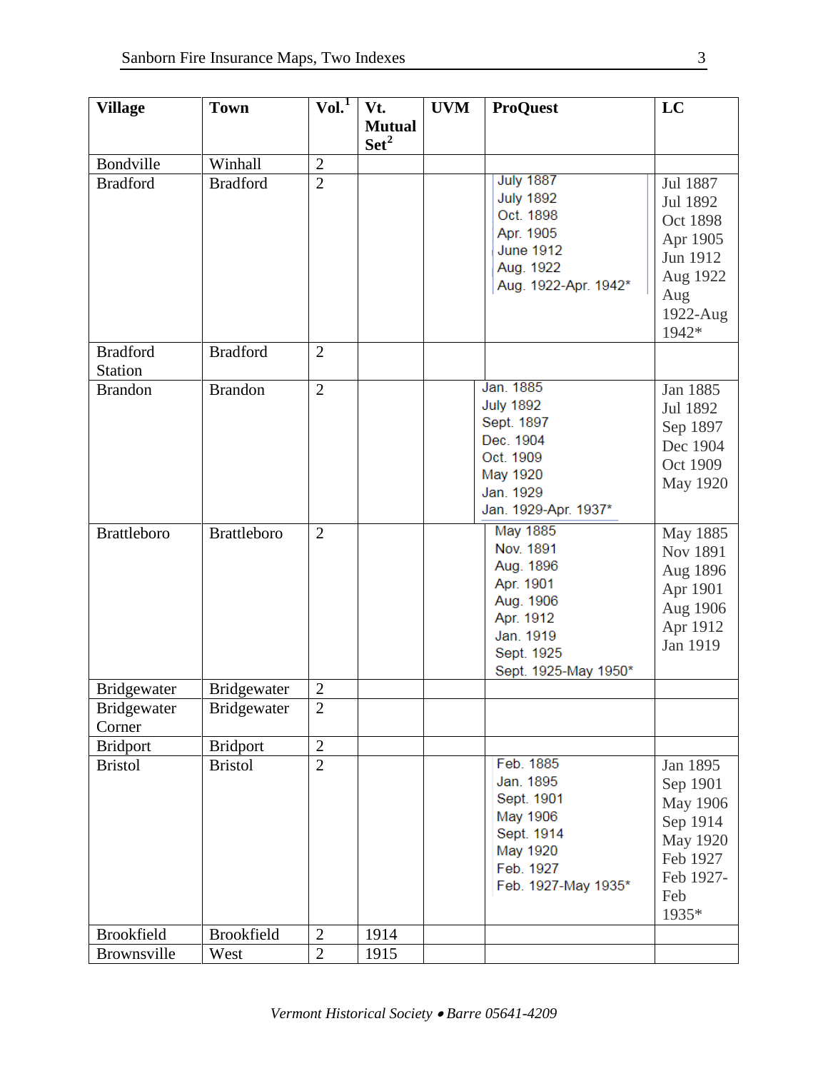| Village | Town | Vol.[1] | Vt. Mutual Set[2] | UVM | ProQuest | LC |
|---|---|---|---|---|---|---|
| Bondville | Winhall | 2 | | | | |
| Bradford | Bradford | 2 | | | July 1887<br>July 1892<br>Oct. 1898<br>Apr. 1905<br>June 1912<br>Aug. 1922<br>Aug. 1922-Apr. 1942* | Jul 1887<br>Jul 1892<br>Oct 1898<br>Apr 1905<br>Jun 1912<br>Aug 1922<br>Aug 1922-Aug 1942* |
| Bradford Station | Bradford | 2 | | | | |
| Brandon | Brandon | 2 | | | Jan. 1885<br>July 1892<br>Sept. 1897<br>Dec. 1904<br>Oct. 1909<br>May 1920<br>Jan. 1929<br>Jan. 1929-Apr. 1937* | Jan 1885<br>Jul 1892<br>Sep 1897<br>Dec 1904<br>Oct 1909<br>May 1920 |
| Brattleboro | Brattleboro | 2 | | | May 1885<br>Nov. 1891<br>Aug. 1896<br>Apr. 1901<br>Aug. 1906<br>Apr. 1912<br>Jan. 1919<br>Sept. 1925<br>Sept. 1925-May 1950* | May 1885<br>Nov 1891<br>Aug 1896<br>Apr 1901<br>Aug 1906<br>Apr 1912<br>Jan 1919 |
| Bridgewater | Bridgewater | 2 | | | | |
| Bridgewater Corner | Bridgewater | 2 | | | | |
| Bridport | Bridport | 2 | | | | |
| Bristol | Bristol | 2 | | | Feb. 1885<br>Jan. 1895<br>Sept. 1901<br>May 1906<br>Sept. 1914<br>May 1920<br>Feb. 1927<br>Feb. 1927-May 1935* | Jan 1895<br>Sep 1901<br>May 1906<br>Sep 1914<br>May 1920<br>Feb 1927<br>Feb 1927-Feb 1935* |
| Brookfield | Brookfield | 2 | 1914 | | | |
| Brownsville | West | 2 | 1915 | | | |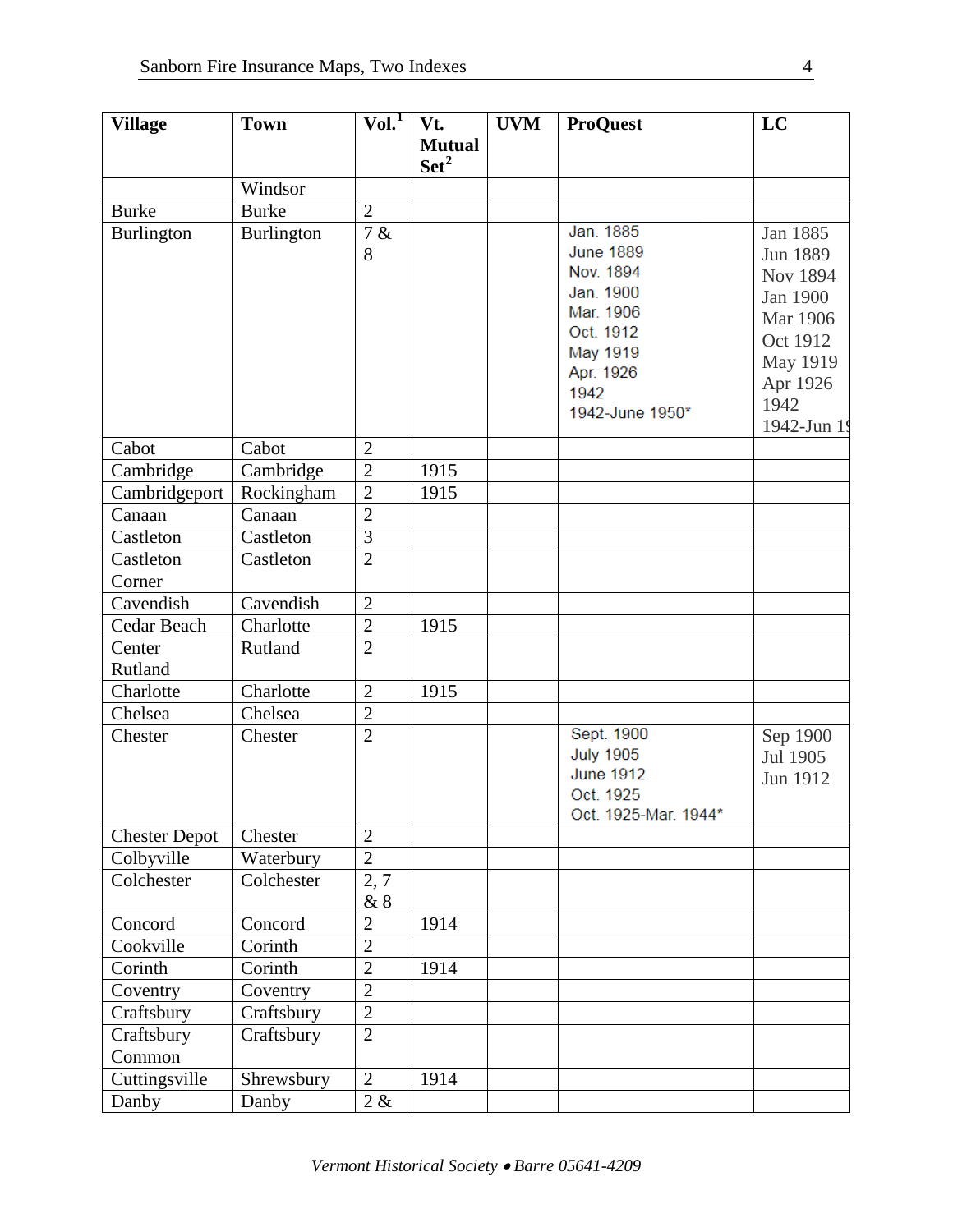| Village | Town | Vol.[1] | Vt. Mutual Set[2] | UVM | ProQuest | LC |
|---|---|---|---|---|---|---|
| | Windsor | | | | | |
| Burke | Burke | 2 | | | | |
| Burlington | Burlington | 7 & 8 | | | Jan. 1885<br>June 1889<br>Nov. 1894<br>Jan. 1900<br>Mar. 1906<br>Oct. 1912<br>May 1919<br>Apr. 1926<br>1942<br>1942-June 1950* | Jan 1885<br>Jun 1889<br>Nov 1894<br>Jan 1900<br>Mar 1906<br>Oct 1912<br>May 1919<br>Apr 1926<br>1942<br>1942-Jun 19 |
| Cabot | Cabot | 2 | | | | |
| Cambridge | Cambridge | 2 | 1915 | | | |
| Cambridgeport | Rockingham | 2 | 1915 | | | |
| Canaan | Canaan | 2 | | | | |
| Castleton | Castleton | 3 | | | | |
| Castleton Corner | Castleton | 2 | | | | |
| Cavendish | Cavendish | 2 | | | | |
| Cedar Beach | Charlotte | 2 | 1915 | | | |
| Center Rutland | Rutland | 2 | | | | |
| Charlotte | Charlotte | 2 | 1915 | | | |
| Chelsea | Chelsea | 2 | | | | |
| Chester | Chester | 2 | | | Sept. 1900<br>July 1905<br>June 1912<br>Oct. 1925<br>Oct. 1925-Mar. 1944* | Sep 1900<br>Jul 1905<br>Jun 1912 |
| Chester Depot | Chester | 2 | | | | |
| Colbyville | Waterbury | 2 | | | | |
| Colchester | Colchester | 2, 7 & 8 | | | | |
| Concord | Concord | 2 | 1914 | | | |
| Cookville | Corinth | 2 | | | | |
| Corinth | Corinth | 2 | 1914 | | | |
| Coventry | Coventry | 2 | | | | |
| Craftsbury | Craftsbury | 2 | | | | |
| Craftsbury Common | Craftsbury | 2 | | | | |
| Cuttingsville | Shrewsbury | 2 | 1914 | | | |
| Danby | Danby | 2 & | | | | |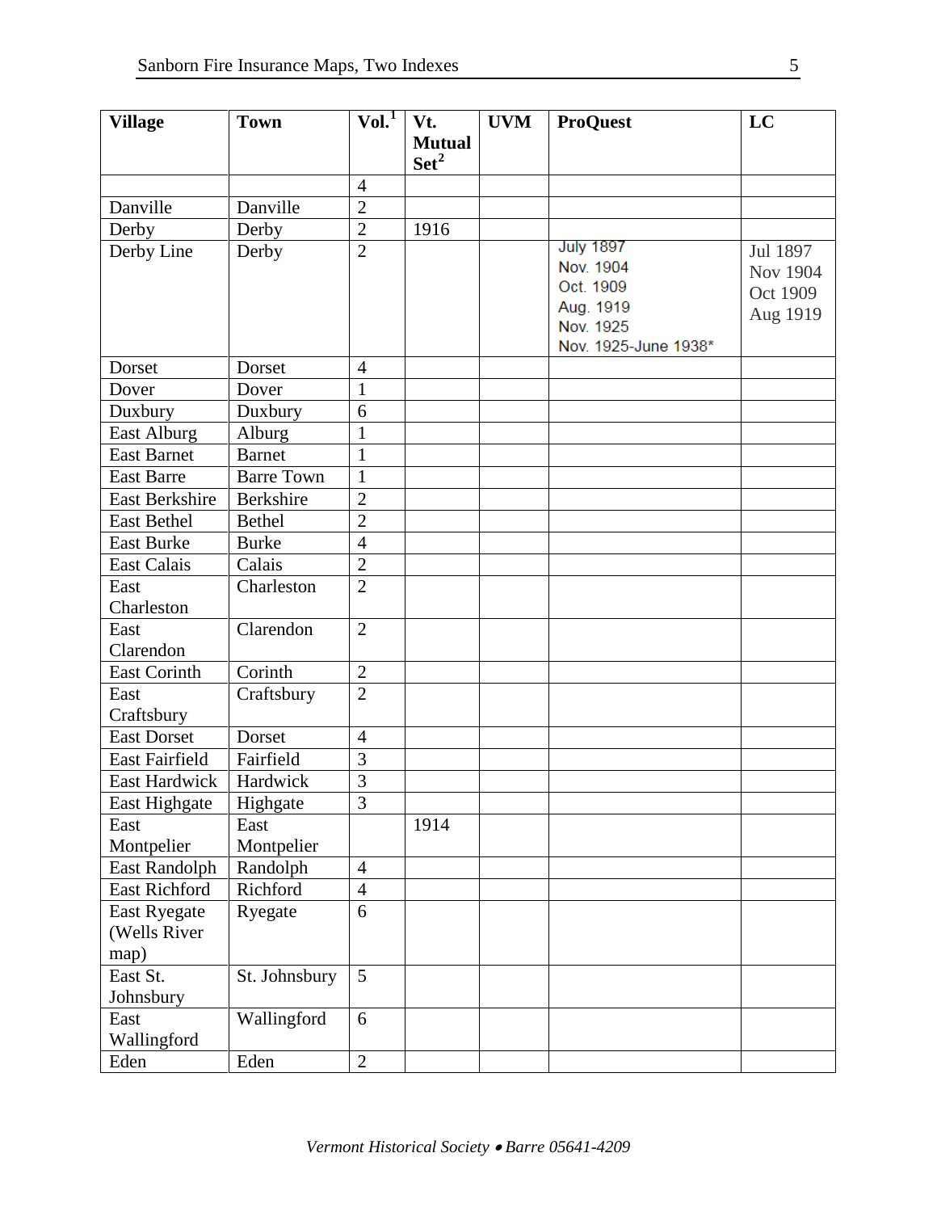| Village | Town | Vol.[1] | Vt. Mutual Set[2] | UVM | ProQuest | LC |
|---|---|---|---|---|---|---|
| | | 4 | | | | |
| Danville | Danville | 2 | | | | |
| Derby | Derby | 2 | 1916 | | | |
| Derby Line | Derby | 2 | | | July 1897<br>Nov. 1904<br>Oct. 1909<br>Aug. 1919<br>Nov. 1925<br>Nov. 1925-June 1938* | Jul 1897<br>Nov 1904<br>Oct 1909<br>Aug 1919 |
| Dorset | Dorset | 4 | | | | |
| Dover | Dover | 1 | | | | |
| Duxbury | Duxbury | 6 | | | | |
| East Alburg | Alburg | 1 | | | | |
| East Barnet | Barnet | 1 | | | | |
| East Barre | Barre Town | 1 | | | | |
| East Berkshire | Berkshire | 2 | | | | |
| East Bethel | Bethel | 2 | | | | |
| East Burke | Burke | 4 | | | | |
| East Calais | Calais | 2 | | | | |
| East Charleston | Charleston | 2 | | | | |
| East Clarendon | Clarendon | 2 | | | | |
| East Corinth | Corinth | 2 | | | | |
| East Craftsbury | Craftsbury | 2 | | | | |
| East Dorset | Dorset | 4 | | | | |
| East Fairfield | Fairfield | 3 | | | | |
| East Hardwick | Hardwick | 3 | | | | |
| East Highgate | Highgate | 3 | | | | |
| East Montpelier | East Montpelier | | 1914 | | | |
| East Randolph | Randolph | 4 | | | | |
| East Richford | Richford | 4 | | | | |
| East Ryegate (Wells River map) | Ryegate | 6 | | | | |
| East St. Johnsbury | St. Johnsbury | 5 | | | | |
| East Wallingford | Wallingford | 6 | | | | |
| Eden | Eden | 2 | | | | |

*Vermont Historical Society • Barre 05641-4209*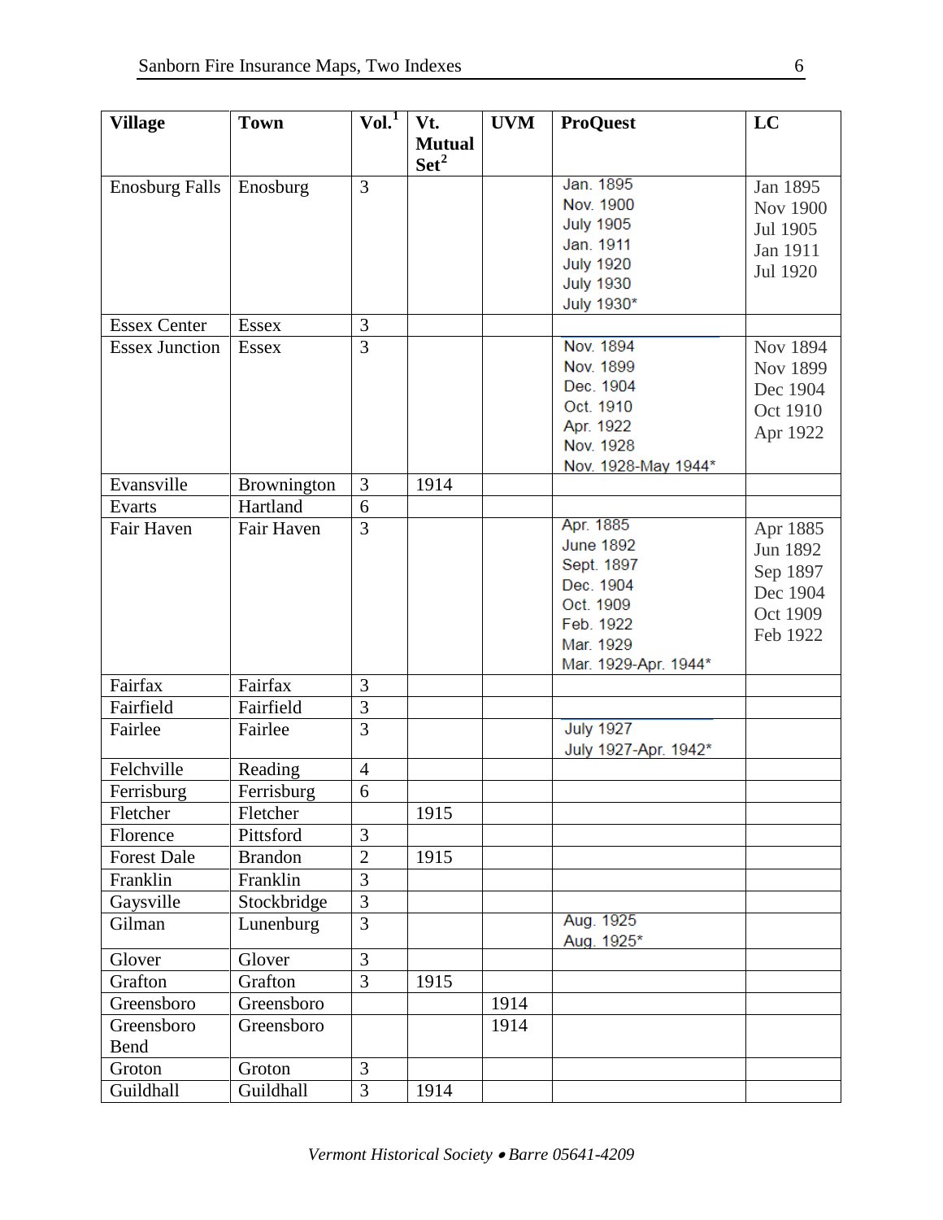| Village | Town | Vol.[1] | Vt. Mutual Set[2] | UVM | ProQuest | LC |
|---|---|---|---|---|---|---|
| Enosburg Falls | Enosburg | 3 | | | Jan. 1895<br>Nov. 1900<br>July 1905<br>Jan. 1911<br>July 1920<br>July 1930<br>July 1930* | Jan 1895<br>Nov 1900<br>Jul 1905<br>Jan 1911<br>Jul 1920 |
| Essex Center | Essex | 3 | | | | |
| Essex Junction | Essex | 3 | | | Nov. 1894<br>Nov. 1899<br>Dec. 1904<br>Oct. 1910<br>Apr. 1922<br>Nov. 1928<br>Nov. 1928-May 1944* | Nov 1894<br>Nov 1899<br>Dec 1904<br>Oct 1910<br>Apr 1922 |
| Evansville | Brownington | 3 | 1914 | | | |
| Evarts | Hartland | 6 | | | | |
| Fair Haven | Fair Haven | 3 | | | Apr. 1885<br>June 1892<br>Sept. 1897<br>Dec. 1904<br>Oct. 1909<br>Feb. 1922<br>Mar. 1929<br>Mar. 1929-Apr. 1944* | Apr 1885<br>Jun 1892<br>Sep 1897<br>Dec 1904<br>Oct 1909<br>Feb 1922 |
| Fairfax | Fairfax | 3 | | | | |
| Fairfield | Fairfield | 3 | | | | |
| Fairlee | Fairlee | 3 | | | July 1927<br>July 1927-Apr. 1942* | |
| Felchville | Reading | 4 | | | | |
| Ferrisburg | Ferrisburg | 6 | | | | |
| Fletcher | Fletcher | | 1915 | | | |
| Florence | Pittsford | 3 | | | | |
| Forest Dale | Brandon | 2 | 1915 | | | |
| Franklin | Franklin | 3 | | | | |
| Gaysville | Stockbridge | 3 | | | | |
| Gilman | Lunenburg | 3 | | | Aug. 1925<br>Aug. 1925* | |
| Glover | Glover | 3 | | | | |
| Grafton | Grafton | 3 | 1915 | | | |
| Greensboro | Greensboro | | | 1914 | | |
| Greensboro Bend | Greensboro | | | 1914 | | |
| Groton | Groton | 3 | | | | |
| Guildhall | Guildhall | 3 | 1914 | | | |

*Vermont Historical Society • Barre 05641-4209*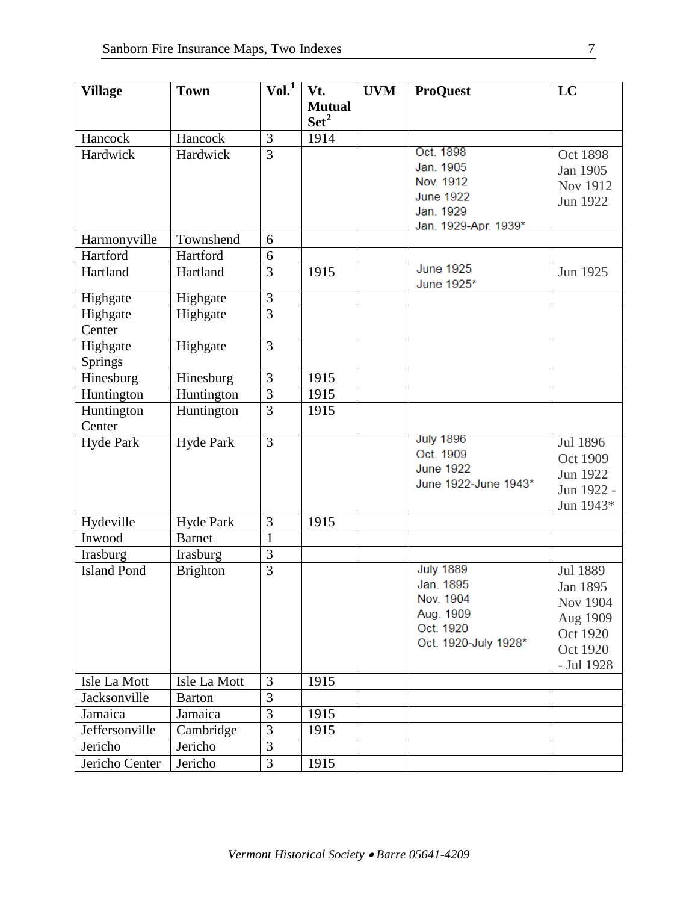| Village | Town | Vol.[1] | Vt. Mutual Set[2] | UVM | ProQuest | LC |
|---|---|---|---|---|---|---|
| Hancock | Hancock | 3 | 1914 | | | |
| Hardwick | Hardwick | 3 | | | Oct. 1898<br>Jan. 1905<br>Nov. 1912<br>June 1922<br>Jan. 1929<br>Jan. 1929-Apr. 1939* | Oct 1898<br>Jan 1905<br>Nov 1912<br>Jun 1922 |
| Harmonyville | Townshend | 6 | | | | |
| Hartford | Hartford | 6 | | | | |
| Hartland | Hartland | 3 | 1915 | | June 1925<br>June 1925* | Jun 1925 |
| Highgate | Highgate | 3 | | | | |
| Highgate Center | Highgate | 3 | | | | |
| Highgate Springs | Highgate | 3 | | | | |
| Hinesburg | Hinesburg | 3 | 1915 | | | |
| Huntington | Huntington | 3 | 1915 | | | |
| Huntington Center | Huntington | 3 | 1915 | | | |
| Hyde Park | Hyde Park | 3 | | | July 1896<br>Oct. 1909<br>June 1922<br>June 1922-June 1943* | Jul 1896<br>Oct 1909<br>Jun 1922<br>Jun 1922 - Jun 1943* |
| Hydeville | Hyde Park | 3 | 1915 | | | |
| Inwood | Barnet | 1 | | | | |
| Irasburg | Irasburg | 3 | | | | |
| Island Pond | Brighton | 3 | | | July 1889<br>Jan. 1895<br>Nov. 1904<br>Aug. 1909<br>Oct. 1920<br>Oct. 1920-July 1928* | Jul 1889<br>Jan 1895<br>Nov 1904<br>Aug 1909<br>Oct 1920<br>Oct 1920 - Jul 1928 |
| Isle La Mott | Isle La Mott | 3 | 1915 | | | |
| Jacksonville | Barton | 3 | | | | |
| Jamaica | Jamaica | 3 | 1915 | | | |
| Jeffersonville | Cambridge | 3 | 1915 | | | |
| Jericho | Jericho | 3 | | | | |
| Jericho Center | Jericho | 3 | 1915 | | | |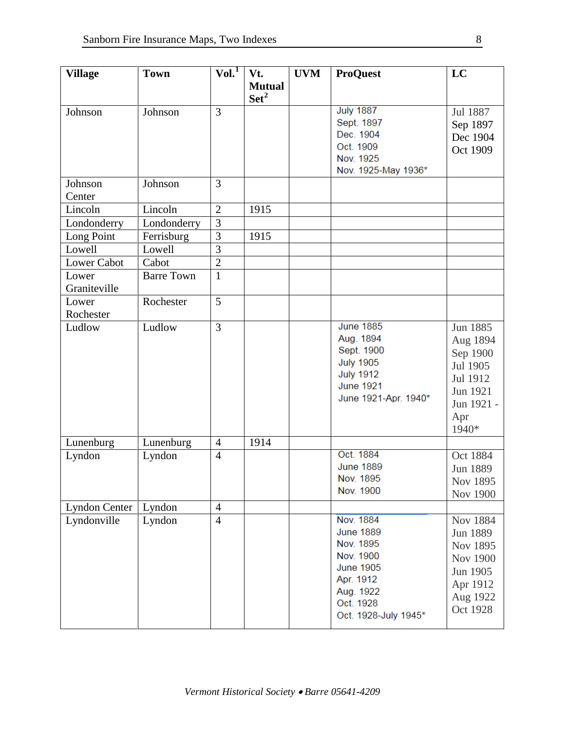| Village | Town | Vol.[1] | Vt. Mutual Set[2] | UVM | ProQuest | LC |
|---|---|---|---|---|---|---|
| Johnson | Johnson | 3 | | | July 1887<br>Sept. 1897<br>Dec. 1904<br>Oct. 1909<br>Nov. 1925<br>Nov. 1925-May 1936* | Jul 1887<br>Sep 1897<br>Dec 1904<br>Oct 1909 |
| Johnson Center | Johnson | 3 | | | | |
| Lincoln | Lincoln | 2 | 1915 | | | |
| Londonderry | Londonderry | 3 | | | | |
| Long Point | Ferrisburg | 3 | 1915 | | | |
| Lowell | Lowell | 3 | | | | |
| Lower Cabot | Cabot | 2 | | | | |
| Lower Graniteville | Barre Town | 1 | | | | |
| Lower Rochester | Rochester | 5 | | | | |
| Ludlow | Ludlow | 3 | | | June 1885<br>Aug. 1894<br>Sept. 1900<br>July 1905<br>July 1912<br>June 1921<br>June 1921-Apr. 1940* | Jun 1885<br>Aug 1894<br>Sep 1900<br>Jul 1905<br>Jul 1912<br>Jun 1921<br>Jun 1921 - Apr 1940* |
| Lunenburg | Lunenburg | 4 | 1914 | | | |
| Lyndon | Lyndon | 4 | | | Oct. 1884<br>June 1889<br>Nov. 1895<br>Nov. 1900 | Oct 1884<br>Jun 1889<br>Nov 1895<br>Nov 1900 |
| Lyndon Center | Lyndon | 4 | | | | |
| Lyndonville | Lyndon | 4 | | | Nov. 1884<br>June 1889<br>Nov. 1895<br>Nov. 1900<br>June 1905<br>Apr. 1912<br>Aug. 1922<br>Oct. 1928<br>Oct. 1928-July 1945* | Nov 1884<br>Jun 1889<br>Nov 1895<br>Nov 1900<br>Jun 1905<br>Apr 1912<br>Aug 1922<br>Oct 1928 |

*Vermont Historical Society • Barre 05641-4209*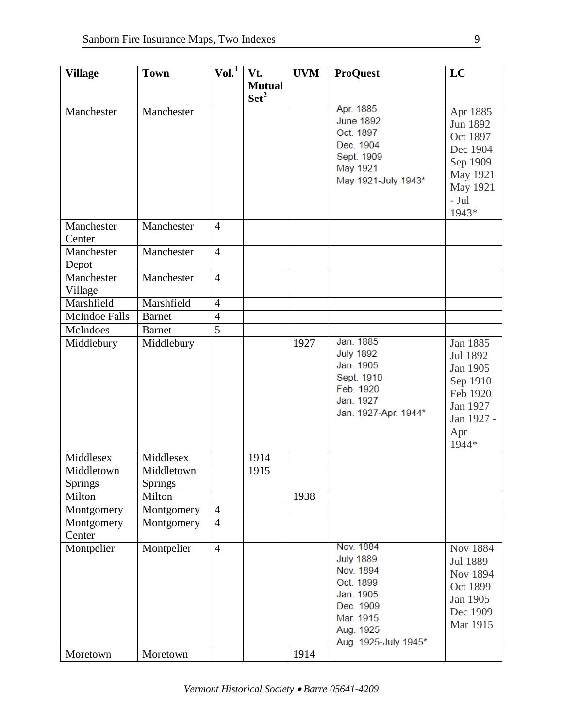| Village | Town | Vol.[1] | Vt. Mutual Set[2] | UVM | ProQuest | LC |
|---|---|---|---|---|---|---|
| Manchester | Manchester | | | | Apr. 1885<br>June 1892<br>Oct. 1897<br>Dec. 1904<br>Sept. 1909<br>May 1921<br>May 1921-July 1943* | Apr 1885<br>Jun 1892<br>Oct 1897<br>Dec 1904<br>Sep 1909<br>May 1921<br>May 1921 - Jul 1943* |
| Manchester Center | Manchester | 4 | | | | |
| Manchester Depot | Manchester | 4 | | | | |
| Manchester Village | Manchester | 4 | | | | |
| Marshfield | Marshfield | 4 | | | | |
| McIndoe Falls | Barnet | 4 | | | | |
| McIndoes | Barnet | 5 | | | | |
| Middlebury | Middlebury | | | 1927 | Jan. 1885<br>July 1892<br>Jan. 1905<br>Sept. 1910<br>Feb. 1920<br>Jan. 1927<br>Jan. 1927-Apr. 1944* | Jan 1885<br>Jul 1892<br>Jan 1905<br>Sep 1910<br>Feb 1920<br>Jan 1927<br>Jan 1927 - Apr 1944* |
| Middlesex | Middlesex | | 1914 | | | |
| Middletown Springs | Middletown Springs | | 1915 | | | |
| Milton | Milton | | | 1938 | | |
| Montgomery | Montgomery | 4 | | | | |
| Montgomery Center | Montgomery | 4 | | | | |
| Montpelier | Montpelier | 4 | | | Nov. 1884<br>July 1889<br>Nov. 1894<br>Oct. 1899<br>Jan. 1905<br>Dec. 1909<br>Mar. 1915<br>Aug. 1925<br>Aug. 1925-July 1945* | Nov 1884<br>Jul 1889<br>Nov 1894<br>Oct 1899<br>Jan 1905<br>Dec 1909<br>Mar 1915 |
| Moretown | Moretown | | | 1914 | | |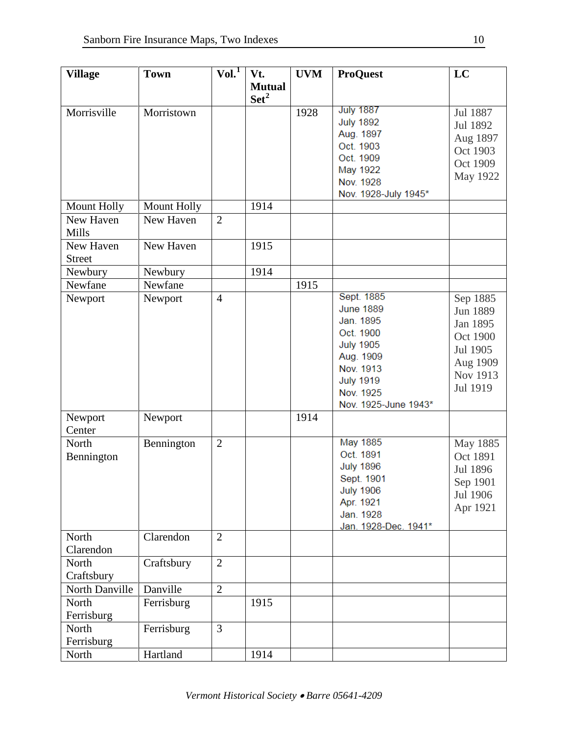| Village | Town | Vol.[1] | Vt. Mutual Set[2] | UVM | ProQuest | LC |
|---|---|---|---|---|---|---|
| Morrisville | Morristown | | | 1928 | July 1887<br>July 1892<br>Aug. 1897<br>Oct. 1903<br>Oct. 1909<br>May 1922<br>Nov. 1928<br>Nov. 1928-July 1945* | Jul 1887<br>Jul 1892<br>Aug 1897<br>Oct 1903<br>Oct 1909<br>May 1922 |
| Mount Holly | Mount Holly | | 1914 | | | |
| New Haven Mills | New Haven | 2 | | | | |
| New Haven Street | New Haven | | 1915 | | | |
| Newbury | Newbury | | 1914 | | | |
| Newfane | Newfane | | | 1915 | | |
| Newport | Newport | 4 | | | Sept. 1885<br>June 1889<br>Jan. 1895<br>Oct. 1900<br>July 1905<br>Aug. 1909<br>Nov. 1913<br>July 1919<br>Nov. 1925<br>Nov. 1925-June 1943* | Sep 1885<br>Jun 1889<br>Jan 1895<br>Oct 1900<br>Jul 1905<br>Aug 1909<br>Nov 1913<br>Jul 1919 |
| Newport Center | Newport | | | 1914 | | |
| North Bennington | Bennington | 2 | | | May 1885<br>Oct. 1891<br>July 1896<br>Sept. 1901<br>July 1906<br>Apr. 1921<br>Jan. 1928<br>Jan. 1928-Dec. 1941* | May 1885<br>Oct 1891<br>Jul 1896<br>Sep 1901<br>Jul 1906<br>Apr 1921 |
| North Clarendon | Clarendon | 2 | | | | |
| North Craftsbury | Craftsbury | 2 | | | | |
| North Danville | Danville | 2 | | | | |
| North Ferrisburg | Ferrisburg | | 1915 | | | |
| North Ferrisburg | Ferrisburg | 3 | | | | |
| North | Hartland | | 1914 | | | |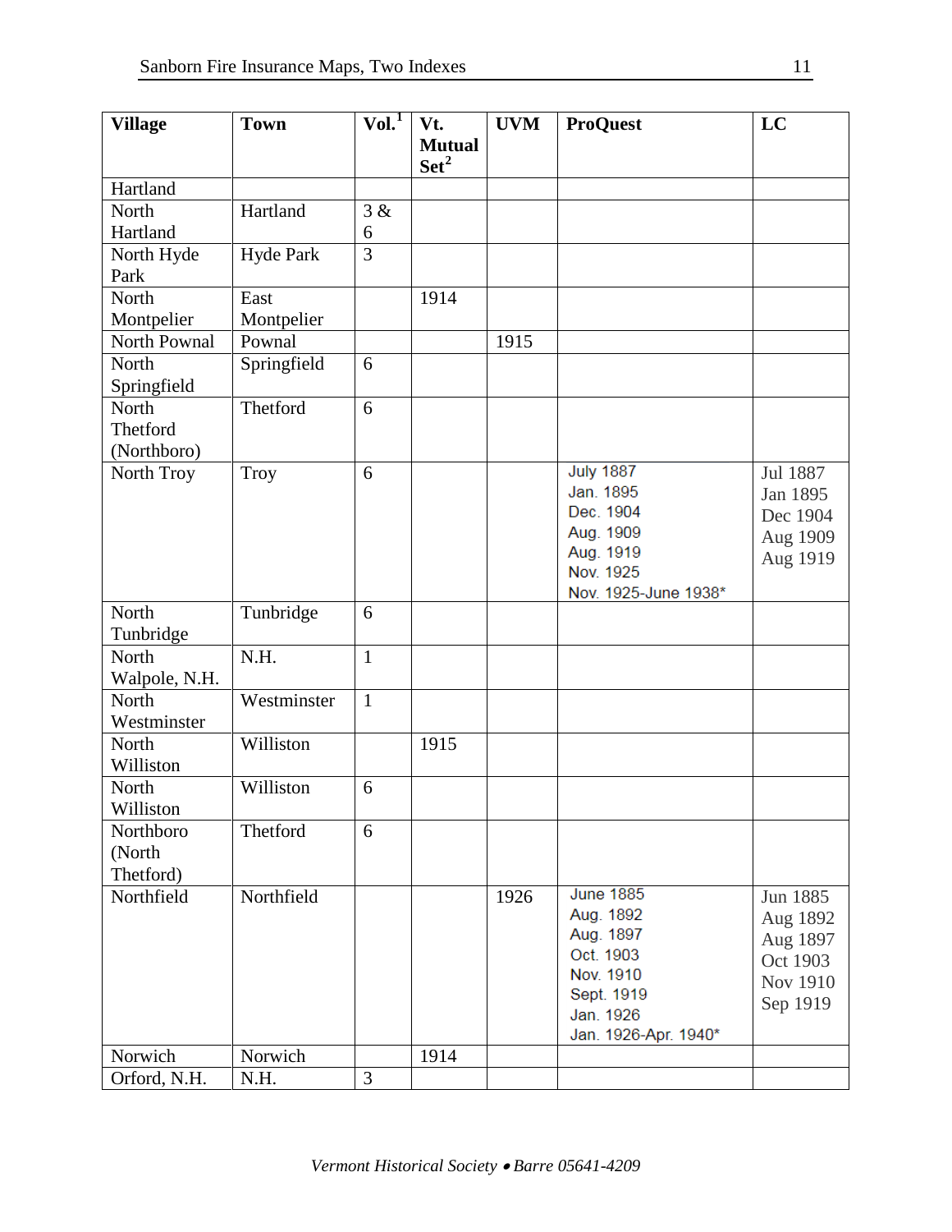| Village | Town | Vol.[1] | Vt. Mutual Set[2] | UVM | ProQuest | LC |
|---|---|---|---|---|---|---|
| Hartland | | | | | | |
| North Hartland | Hartland | 3 & 6 | | | | |
| North Hyde Park | Hyde Park | 3 | | | | |
| North Montpelier | East Montpelier | | 1914 | | | |
| North Pownal | Pownal | | | 1915 | | |
| North Springfield | Springfield | 6 | | | | |
| North Thetford (Northboro) | Thetford | 6 | | | | |
| North Troy | Troy | 6 | | | July 1887<br>Jan. 1895<br>Dec. 1904<br>Aug. 1909<br>Aug. 1919<br>Nov. 1925<br>Nov. 1925-June 1938* | Jul 1887<br>Jan 1895<br>Dec 1904<br>Aug 1909<br>Aug 1919 |
| North Tunbridge | Tunbridge | 6 | | | | |
| North Walpole, N.H. | N.H. | 1 | | | | |
| North Westminster | Westminster | 1 | | | | |
| North Williston | Williston | | 1915 | | | |
| North Williston | Williston | 6 | | | | |
| Northboro (North Thetford) | Thetford | 6 | | | | |
| Northfield | Northfield | | | 1926 | June 1885<br>Aug. 1892<br>Aug. 1897<br>Oct. 1903<br>Nov. 1910<br>Sept. 1919<br>Jan. 1926<br>Jan. 1926-Apr. 1940* | Jun 1885<br>Aug 1892<br>Aug 1897<br>Oct 1903<br>Nov 1910<br>Sep 1919 |
| Norwich | Norwich | | 1914 | | | |
| Orford, N.H. | N.H. | 3 | | | | |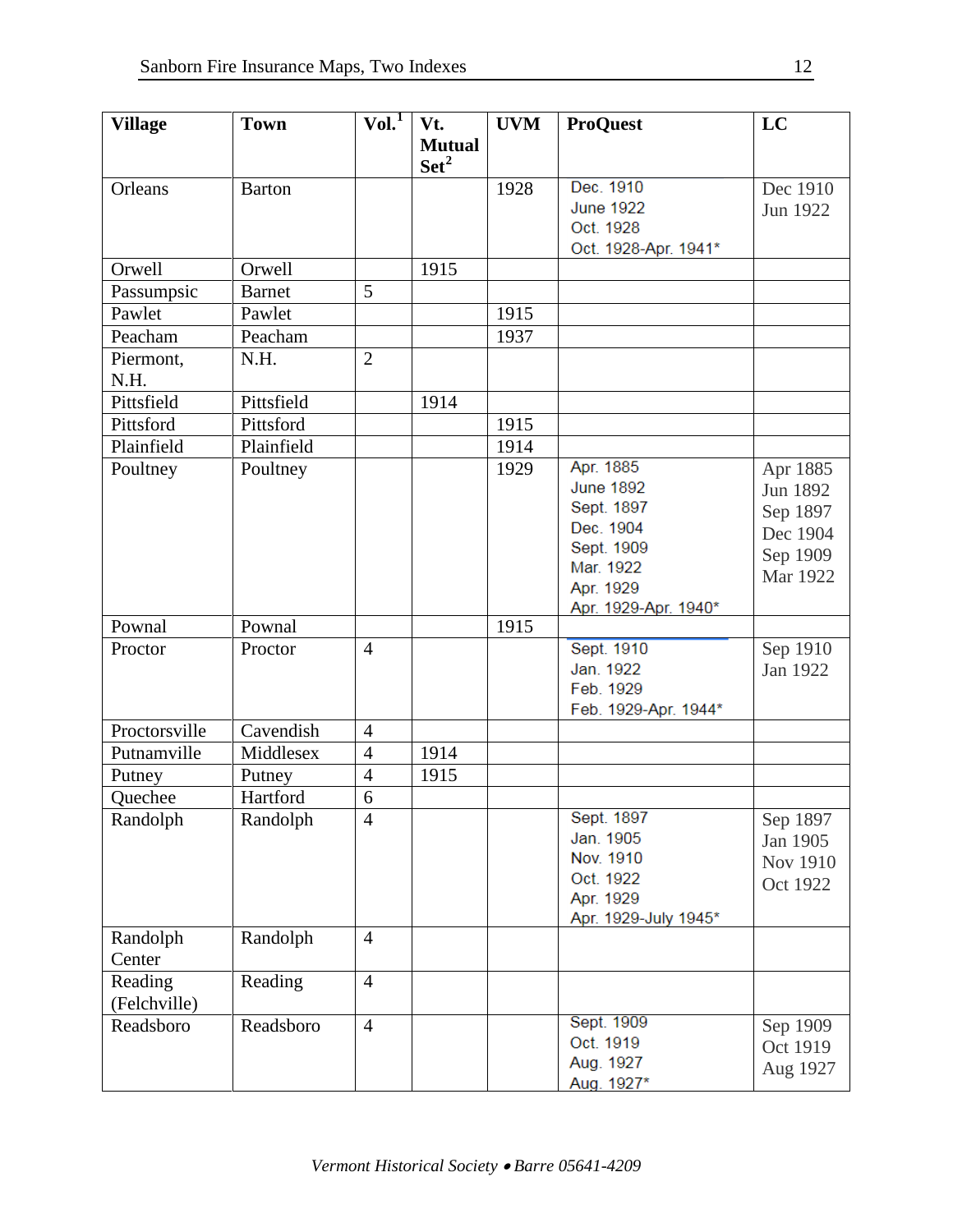| Village | Town | Vol.[1] | Vt. Mutual Set[2] | UVM | ProQuest | LC |
|---|---|---|---|---|---|---|
| Orleans | Barton | | | 1928 | Dec. 1910<br>June 1922<br>Oct. 1928<br>Oct. 1928-Apr. 1941* | Dec 1910<br>Jun 1922 |
| Orwell | Orwell | | 1915 | | | |
| Passumpsic | Barnet | 5 | | | | |
| Pawlet | Pawlet | | | 1915 | | |
| Peacham | Peacham | | | 1937 | | |
| Piermont, N.H. | N.H. | 2 | | | | |
| Pittsfield | Pittsfield | | 1914 | | | |
| Pittsford | Pittsford | | | 1915 | | |
| Plainfield | Plainfield | | | 1914 | | |
| Poultney | Poultney | | | 1929 | Apr. 1885<br>June 1892<br>Sept. 1897<br>Dec. 1904<br>Sept. 1909<br>Mar. 1922<br>Apr. 1929<br>Apr. 1929-Apr. 1940* | Apr 1885<br>Jun 1892<br>Sep 1897<br>Dec 1904<br>Sep 1909<br>Mar 1922 |
| Pownal | Pownal | | | 1915 | | |
| Proctor | Proctor | 4 | | | Sept. 1910<br>Jan. 1922<br>Feb. 1929<br>Feb. 1929-Apr. 1944* | Sep 1910<br>Jan 1922 |
| Proctorsville | Cavendish | 4 | | | | |
| Putnamville | Middlesex | 4 | 1914 | | | |
| Putney | Putney | 4 | 1915 | | | |
| Quechee | Hartford | 6 | | | | |
| Randolph | Randolph | 4 | | | Sept. 1897<br>Jan. 1905<br>Nov. 1910<br>Oct. 1922<br>Apr. 1929<br>Apr. 1929-July 1945* | Sep 1897<br>Jan 1905<br>Nov 1910<br>Oct 1922 |
| Randolph Center | Randolph | 4 | | | | |
| Reading (Felchville) | Reading | 4 | | | | |
| Readsboro | Readsboro | 4 | | | Sept. 1909<br>Oct. 1919<br>Aug. 1927<br>Aug. 1927* | Sep 1909<br>Oct 1919<br>Aug 1927 |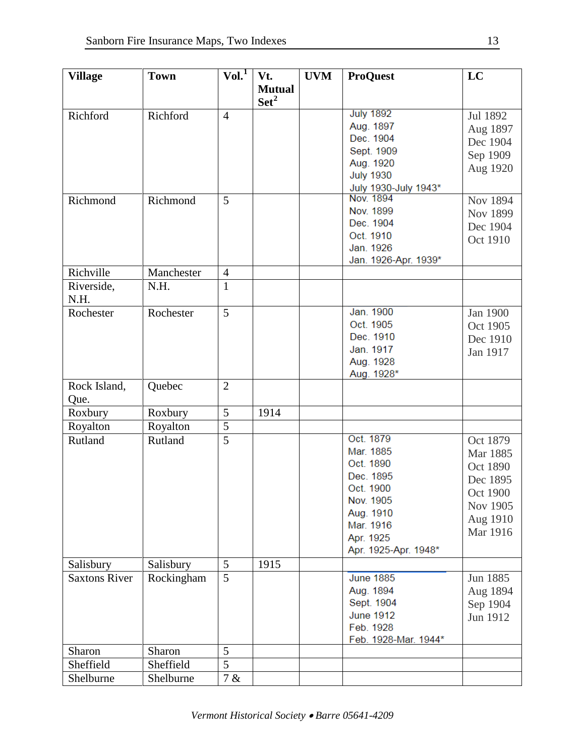| Village | Town | Vol.[1] | Vt. Mutual Set[2] | UVM | ProQuest | LC |
|---|---|---|---|---|---|---|
| Richford | Richford | 4 | | | July 1892<br>Aug. 1897<br>Dec. 1904<br>Sept. 1909<br>Aug. 1920<br>July 1930<br>July 1930-July 1943* | Jul 1892<br>Aug 1897<br>Dec 1904<br>Sep 1909<br>Aug 1920 |
| Richmond | Richmond | 5 | | | Nov. 1894<br>Nov. 1899<br>Dec. 1904<br>Oct. 1910<br>Jan. 1926<br>Jan. 1926-Apr. 1939* | Nov 1894<br>Nov 1899<br>Dec 1904<br>Oct 1910 |
| Richville | Manchester | 4 | | | | |
| Riverside, N.H. | N.H. | 1 | | | | |
| Rochester | Rochester | 5 | | | Jan. 1900<br>Oct. 1905<br>Dec. 1910<br>Jan. 1917<br>Aug. 1928<br>Aug. 1928* | Jan 1900<br>Oct 1905<br>Dec 1910<br>Jan 1917 |
| Rock Island, Que. | Quebec | 2 | | | | |
| Roxbury | Roxbury | 5 | 1914 | | | |
| Royalton | Royalton | 5 | | | | |
| Rutland | Rutland | 5 | | | Oct. 1879<br>Mar. 1885<br>Oct. 1890<br>Dec. 1895<br>Oct. 1900<br>Nov. 1905<br>Aug. 1910<br>Mar. 1916<br>Apr. 1925<br>Apr. 1925-Apr. 1948* | Oct 1879<br>Mar 1885<br>Oct 1890<br>Dec 1895<br>Oct 1900<br>Nov 1905<br>Aug 1910<br>Mar 1916 |
| Salisbury | Salisbury | 5 | 1915 | | | |
| Saxtons River | Rockingham | 5 | | | June 1885<br>Aug. 1894<br>Sept. 1904<br>June 1912<br>Feb. 1928<br>Feb. 1928-Mar. 1944* | Jun 1885<br>Aug 1894<br>Sep 1904<br>Jun 1912 |
| Sharon | Sharon | 5 | | | | |
| Sheffield | Sheffield | 5 | | | | |
| Shelburne | Shelburne | 7 & | | | | |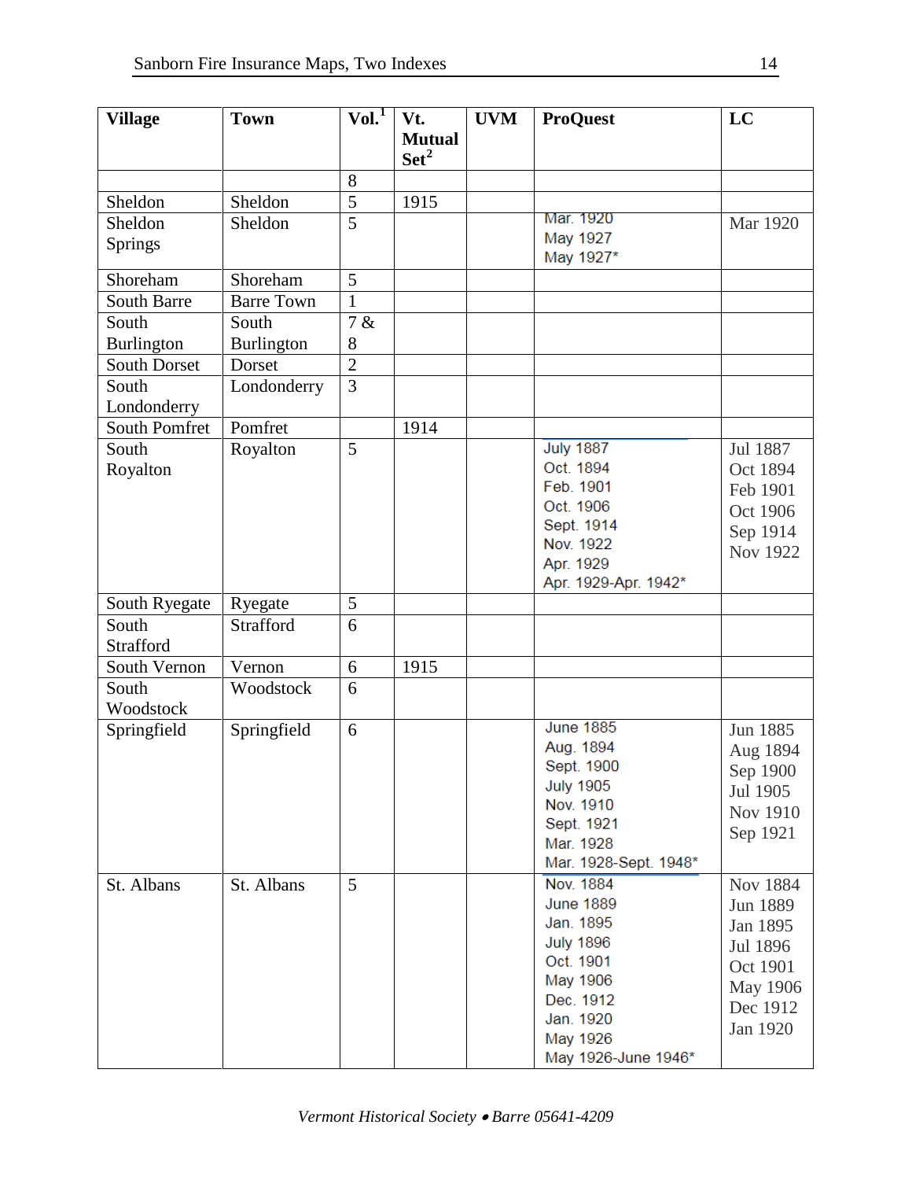| Village | Town | Vol.[1] | Vt. Mutual Set[2] | UVM | ProQuest | LC |
|---|---|---|---|---|---|---|
| | | 8 | | | | |
| Sheldon | Sheldon | 5 | 1915 | | | |
| Sheldon Springs | Sheldon | 5 | | | Mar. 1920<br>May 1927<br>May 1927* | Mar 1920 |
| Shoreham | Shoreham | 5 | | | | |
| South Barre | Barre Town | 1 | | | | |
| South Burlington | South Burlington | 7 & 8 | | | | |
| South Dorset | Dorset | 2 | | | | |
| South Londonderry | Londonderry | 3 | | | | |
| South Pomfret | Pomfret | | 1914 | | | |
| South Royalton | Royalton | 5 | | | July 1887<br>Oct. 1894<br>Feb. 1901<br>Oct. 1906<br>Sept. 1914<br>Nov. 1922<br>Apr. 1929<br>Apr. 1929-Apr. 1942* | Jul 1887<br>Oct 1894<br>Feb 1901<br>Oct 1906<br>Sep 1914<br>Nov 1922 |
| South Ryegate | Ryegate | 5 | | | | |
| South Strafford | Strafford | 6 | | | | |
| South Vernon | Vernon | 6 | 1915 | | | |
| South Woodstock | Woodstock | 6 | | | | |
| Springfield | Springfield | 6 | | | June 1885<br>Aug. 1894<br>Sept. 1900<br>July 1905<br>Nov. 1910<br>Sept. 1921<br>Mar. 1928<br>Mar. 1928-Sept. 1948* | Jun 1885<br>Aug 1894<br>Sep 1900<br>Jul 1905<br>Nov 1910<br>Sep 1921 |
| St. Albans | St. Albans | 5 | | | Nov. 1884<br>June 1889<br>Jan. 1895<br>July 1896<br>Oct. 1901<br>May 1906<br>Dec. 1912<br>Jan. 1920<br>May 1926<br>May 1926-June 1946* | Nov 1884<br>Jun 1889<br>Jan 1895<br>Jul 1896<br>Oct 1901<br>May 1906<br>Dec 1912<br>Jan 1920 |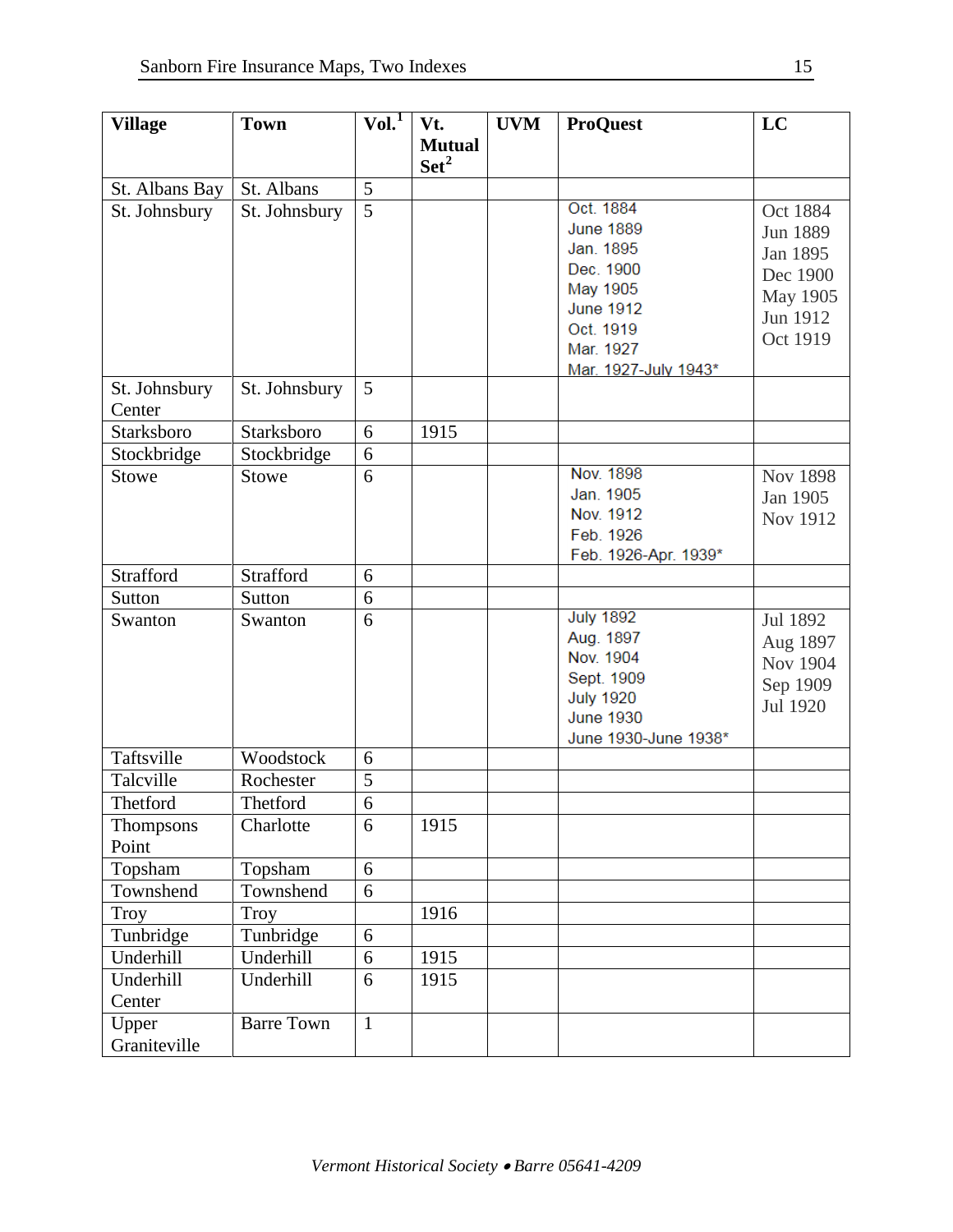| Village | Town | Vol.[1] | Vt. Mutual Set[2] | UVM | ProQuest | LC |
|---|---|---|---|---|---|---|
| St. Albans Bay | St. Albans | 5 | | | | |
| St. Johnsbury | St. Johnsbury | 5 | | | Oct. 1884<br>June 1889<br>Jan. 1895<br>Dec. 1900<br>May 1905<br>June 1912<br>Oct. 1919<br>Mar. 1927<br>Mar. 1927-July 1943* | Oct 1884<br>Jun 1889<br>Jan 1895<br>Dec 1900<br>May 1905<br>Jun 1912<br>Oct 1919 |
| St. Johnsbury Center | St. Johnsbury | 5 | | | | |
| Starksboro | Starksboro | 6 | 1915 | | | |
| Stockbridge | Stockbridge | 6 | | | | |
| Stowe | Stowe | 6 | | | Nov. 1898<br>Jan. 1905<br>Nov. 1912<br>Feb. 1926<br>Feb. 1926-Apr. 1939* | Nov 1898<br>Jan 1905<br>Nov 1912 |
| Strafford | Strafford | 6 | | | | |
| Sutton | Sutton | 6 | | | | |
| Swanton | Swanton | 6 | | | July 1892<br>Aug. 1897<br>Nov. 1904<br>Sept. 1909<br>July 1920<br>June 1930<br>June 1930-June 1938* | Jul 1892<br>Aug 1897<br>Nov 1904<br>Sep 1909<br>Jul 1920 |
| Taftsville | Woodstock | 6 | | | | |
| Talcville | Rochester | 5 | | | | |
| Thetford | Thetford | 6 | | | | |
| Thompsons Point | Charlotte | 6 | 1915 | | | |
| Topsham | Topsham | 6 | | | | |
| Townshend | Townshend | 6 | | | | |
| Troy | Troy | | 1916 | | | |
| Tunbridge | Tunbridge | 6 | | | | |
| Underhill | Underhill | 6 | 1915 | | | |
| Underhill Center | Underhill | 6 | 1915 | | | |
| Upper Graniteville | Barre Town | 1 | | | | |

*Vermont Historical Society • Barre 05641-4209*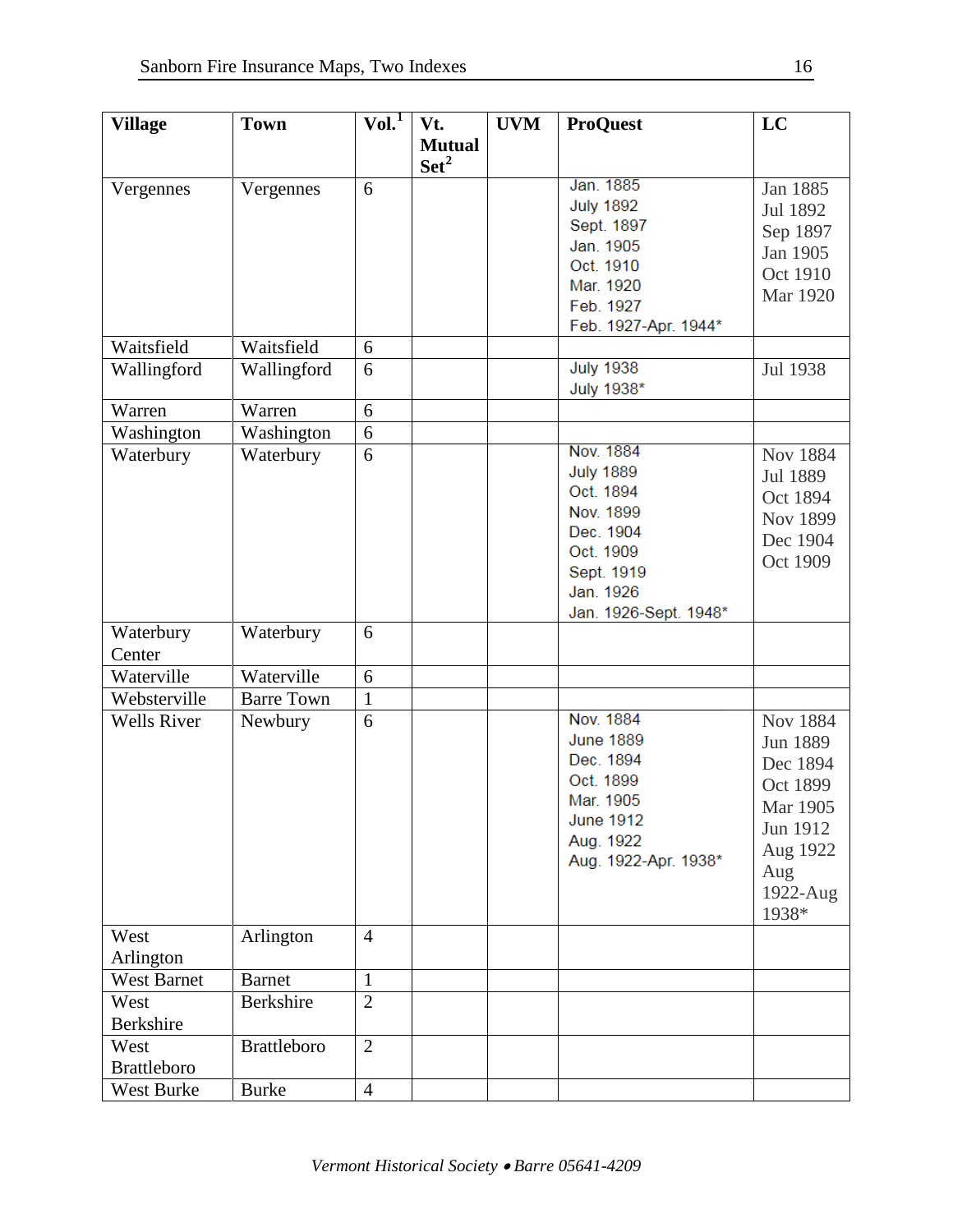| Village | Town | Vol.[1] | Vt. Mutual Set[2] | UVM | ProQuest | LC |
|---|---|---|---|---|---|---|
| Vergennes | Vergennes | 6 | | | Jan. 1885<br>July 1892<br>Sept. 1897<br>Jan. 1905<br>Oct. 1910<br>Mar. 1920<br>Feb. 1927<br>Feb. 1927-Apr. 1944* | Jan 1885<br>Jul 1892<br>Sep 1897<br>Jan 1905<br>Oct 1910<br>Mar 1920 |
| Waitsfield | Waitsfield | 6 | | | | |
| Wallingford | Wallingford | 6 | | | July 1938<br>July 1938* | Jul 1938 |
| Warren | Warren | 6 | | | | |
| Washington | Washington | 6 | | | | |
| Waterbury | Waterbury | 6 | | | Nov. 1884<br>July 1889<br>Oct. 1894<br>Nov. 1899<br>Dec. 1904<br>Oct. 1909<br>Sept. 1919<br>Jan. 1926<br>Jan. 1926-Sept. 1948* | Nov 1884<br>Jul 1889<br>Oct 1894<br>Nov 1899<br>Dec 1904<br>Oct 1909 |
| Waterbury Center | Waterbury | 6 | | | | |
| Waterville | Waterville | 6 | | | | |
| Websterville | Barre Town | 1 | | | | |
| Wells River | Newbury | 6 | | | Nov. 1884<br>June 1889<br>Dec. 1894<br>Oct. 1899<br>Mar. 1905<br>June 1912<br>Aug. 1922<br>Aug. 1922-Apr. 1938* | Nov 1884<br>Jun 1889<br>Dec 1894<br>Oct 1899<br>Mar 1905<br>Jun 1912<br>Aug 1922<br>Aug 1922-Aug 1938* |
| West Arlington | Arlington | 4 | | | | |
| West Barnet | Barnet | 1 | | | | |
| West Berkshire | Berkshire | 2 | | | | |
| West Brattleboro | Brattleboro | 2 | | | | |
| West Burke | Burke | 4 | | | | |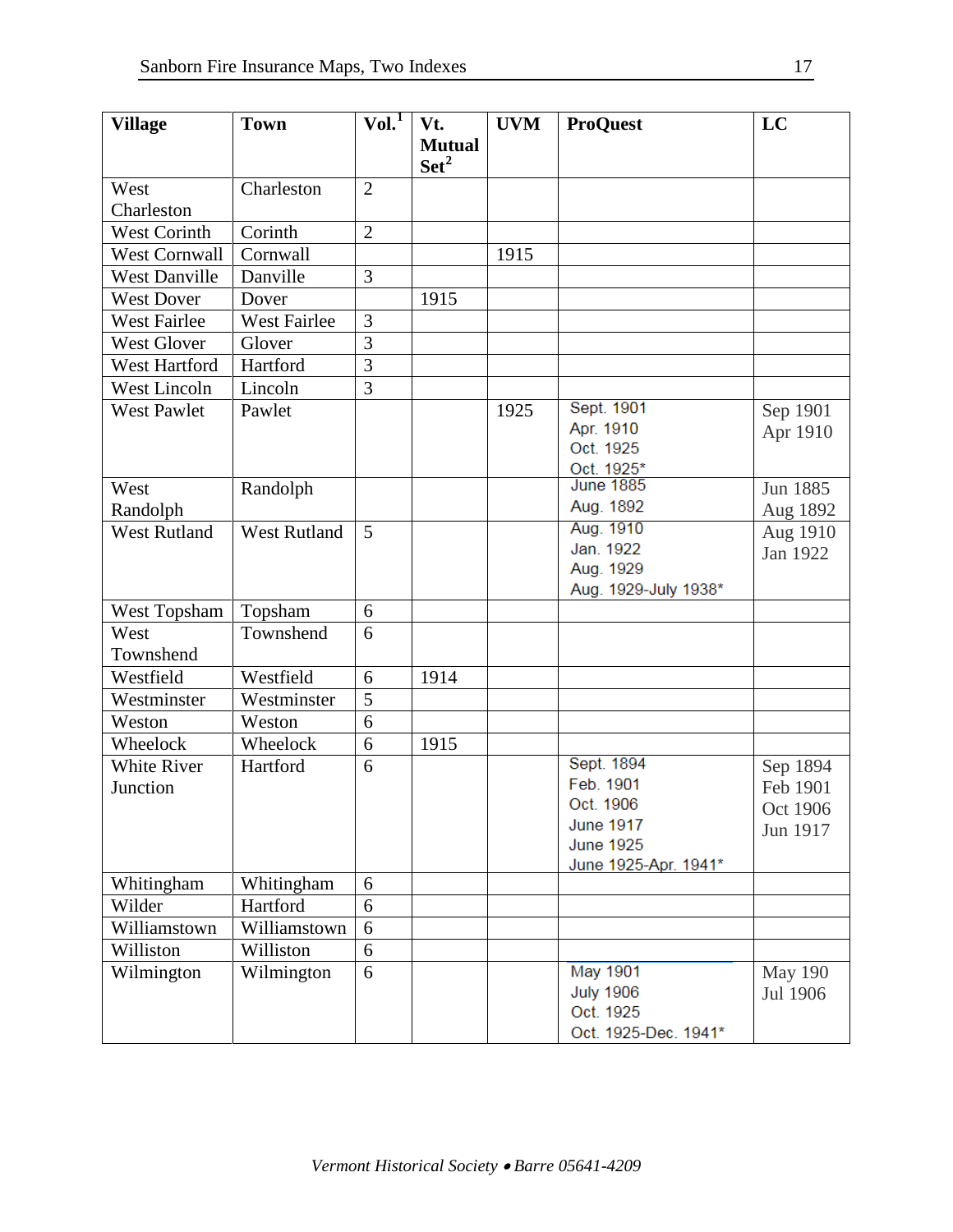| Village | Town | Vol.[1] | Vt. Mutual Set[2] | UVM | ProQuest | LC |
|---|---|---|---|---|---|---|
| West Charleston | Charleston | 2 | | | | |
| West Corinth | Corinth | 2 | | | | |
| West Cornwall | Cornwall | | | 1915 | | |
| West Danville | Danville | 3 | | | | |
| West Dover | Dover | | 1915 | | | |
| West Fairlee | West Fairlee | 3 | | | | |
| West Glover | Glover | 3 | | | | |
| West Hartford | Hartford | 3 | | | | |
| West Lincoln | Lincoln | 3 | | | | |
| West Pawlet | Pawlet | | | 1925 | Sept. 1901<br>Apr. 1910<br>Oct. 1925<br>Oct. 1925* | Sep 1901<br>Apr 1910 |
| West Randolph | Randolph | | | | June 1885<br>Aug. 1892 | Jun 1885<br>Aug 1892 |
| West Rutland | West Rutland | 5 | | | Aug. 1910<br>Jan. 1922<br>Aug. 1929<br>Aug. 1929-July 1938* | Aug 1910<br>Jan 1922 |
| West Topsham | Topsham | 6 | | | | |
| West Townshend | Townshend | 6 | | | | |
| Westfield | Westfield | 6 | 1914 | | | |
| Westminster | Westminster | 5 | | | | |
| Weston | Weston | 6 | | | | |
| Wheelock | Wheelock | 6 | 1915 | | | |
| White River Junction | Hartford | 6 | | | Sept. 1894<br>Feb. 1901<br>Oct. 1906<br>June 1917<br>June 1925<br>June 1925-Apr. 1941* | Sep 1894<br>Feb 1901<br>Oct 1906<br>Jun 1917 |
| Whitingham | Whitingham | 6 | | | | |
| Wilder | Hartford | 6 | | | | |
| Williamstown | Williamstown | 6 | | | | |
| Williston | Williston | 6 | | | | |
| Wilmington | Wilmington | 6 | | | May 1901<br>July 1906<br>Oct. 1925<br>Oct. 1925-Dec. 1941* | May 190<br>Jul 1906 |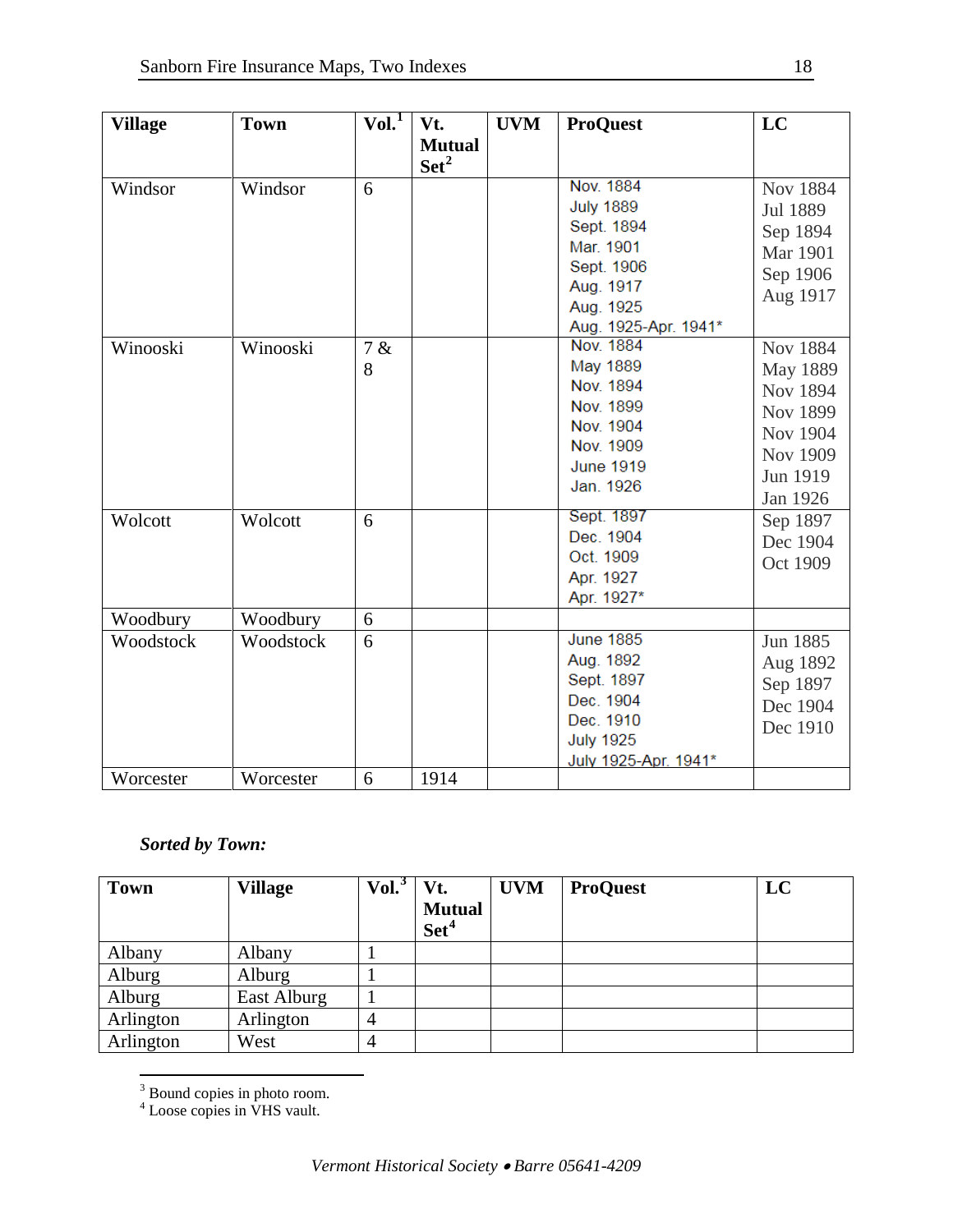| Village | Town | Vol.[1] | Vt. Mutual Set[2] | UVM | ProQuest | LC |
|---|---|---|---|---|---|---|
| Windsor | Windsor | 6 | | | Nov. 1884<br>July 1889<br>Sept. 1894<br>Mar. 1901<br>Sept. 1906<br>Aug. 1917<br>Aug. 1925<br>Aug. 1925-Apr. 1941* | Nov 1884<br>Jul 1889<br>Sep 1894<br>Mar 1901<br>Sep 1906<br>Aug 1917 |
| Winooski | Winooski | 7 & 8 | | | Nov. 1884<br>May 1889<br>Nov. 1894<br>Nov. 1899<br>Nov. 1904<br>Nov. 1909<br>June 1919<br>Jan. 1926 | Nov 1884<br>May 1889<br>Nov 1894<br>Nov 1899<br>Nov 1904<br>Nov 1909<br>Jun 1919<br>Jan 1926 |
| Wolcott | Wolcott | 6 | | | Sept. 1897<br>Dec. 1904<br>Oct. 1909<br>Apr. 1927<br>Apr. 1927* | Sep 1897<br>Dec 1904<br>Oct 1909 |
| Woodbury | Woodbury | 6 | | | | |
| Woodstock | Woodstock | 6 | | | June 1885<br>Aug. 1892<br>Sept. 1897<br>Dec. 1904<br>Dec. 1910<br>July 1925<br>July 1925-Apr. 1941* | Jun 1885<br>Aug 1892<br>Sep 1897<br>Dec 1904<br>Dec 1910 |
| Worcester | Worcester | 6 | 1914 | | | |

***Sorted by Town:***

| Town | Village | Vol.[3] | Vt. Mutual Set[4] | UVM | ProQuest | LC |
|---|---|---|---|---|---|---|
| Albany | Albany | 1 | | | | |
| Alburg | Alburg | 1 | | | | |
| Alburg | East Alburg | 1 | | | | |
| Arlington | Arlington | 4 | | | | |
| Arlington | West | 4 | | | | |

[3] Bound copies in photo room.
[4] Loose copies in VHS vault.

*Vermont Historical Society • Barre 05641-4209*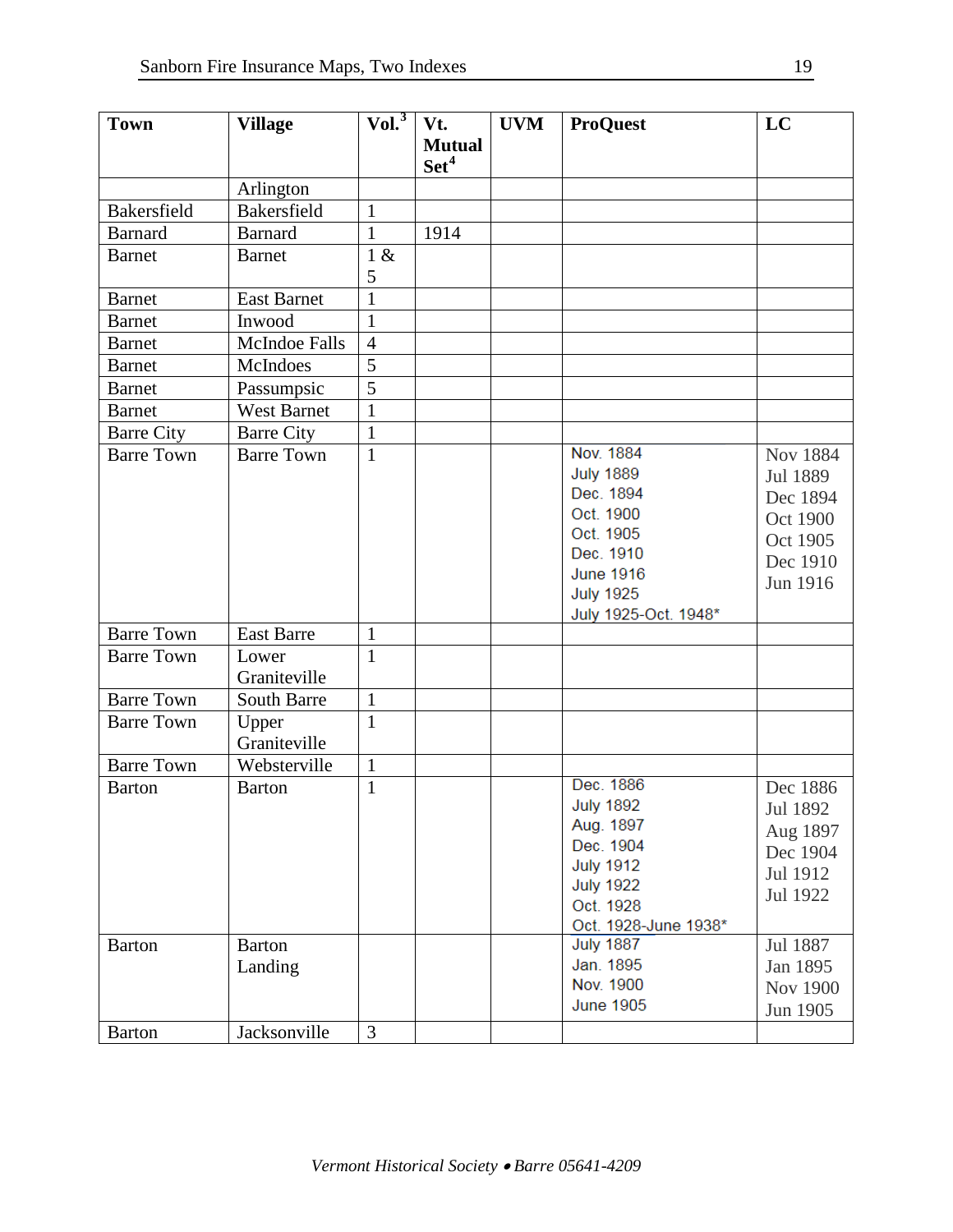| Town | Village | Vol.[3] | Vt. Mutual Set[4] | UVM | ProQuest | LC |
|---|---|---|---|---|---|---|
| | Arlington | | | | | |
| Bakersfield | Bakersfield | 1 | | | | |
| Barnard | Barnard | 1 | 1914 | | | |
| Barnet | Barnet | 1 & 5 | | | | |
| Barnet | East Barnet | 1 | | | | |
| Barnet | Inwood | 1 | | | | |
| Barnet | McIndoe Falls | 4 | | | | |
| Barnet | McIndoes | 5 | | | | |
| Barnet | Passumpsic | 5 | | | | |
| Barnet | West Barnet | 1 | | | | |
| Barre City | Barre City | 1 | | | | |
| Barre Town | Barre Town | 1 | | | Nov. 1884<br>July 1889<br>Dec. 1894<br>Oct. 1900<br>Oct. 1905<br>Dec. 1910<br>June 1916<br>July 1925<br>July 1925-Oct. 1948* | Nov 1884<br>Jul 1889<br>Dec 1894<br>Oct 1900<br>Oct 1905<br>Dec 1910<br>Jun 1916 |
| Barre Town | East Barre | 1 | | | | |
| Barre Town | Lower Graniteville | 1 | | | | |
| Barre Town | South Barre | 1 | | | | |
| Barre Town | Upper Graniteville | 1 | | | | |
| Barre Town | Websterville | 1 | | | | |
| Barton | Barton | 1 | | | Dec. 1886<br>July 1892<br>Aug. 1897<br>Dec. 1904<br>July 1912<br>July 1922<br>Oct. 1928<br>Oct. 1928-June 1938* | Dec 1886<br>Jul 1892<br>Aug 1897<br>Dec 1904<br>Jul 1912<br>Jul 1922 |
| Barton | Barton Landing | | | | July 1887<br>Jan. 1895<br>Nov. 1900<br>June 1905 | Jul 1887<br>Jan 1895<br>Nov 1900<br>Jun 1905 |
| Barton | Jacksonville | 3 | | | | |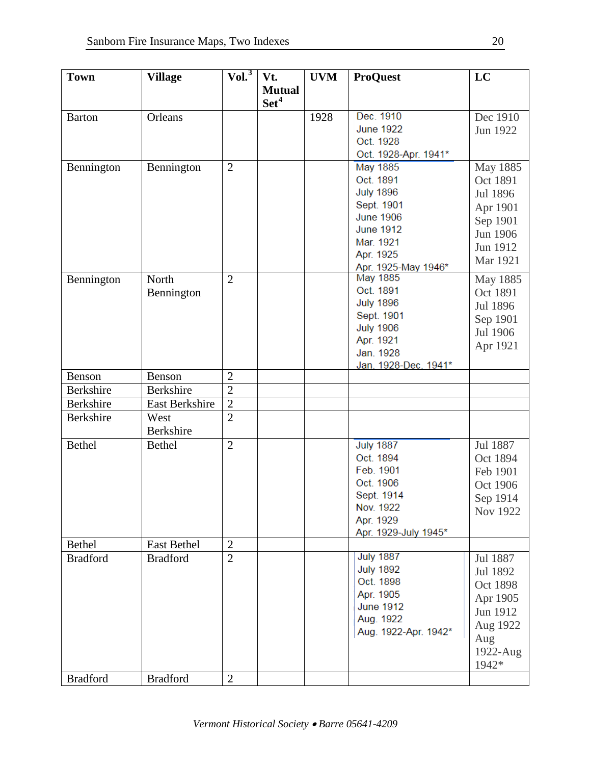| Town | Village | Vol.[3] | Vt. Mutual Set[4] | UVM | ProQuest | LC |
|---|---|---|---|---|---|---|
| Barton | Orleans | | | 1928 | Dec. 1910<br>June 1922<br>Oct. 1928<br>Oct. 1928-Apr. 1941* | Dec 1910<br>Jun 1922 |
| Bennington | Bennington | 2 | | | May 1885<br>Oct. 1891<br>July 1896<br>Sept. 1901<br>June 1906<br>June 1912<br>Mar. 1921<br>Apr. 1925<br>Apr. 1925-May 1946* | May 1885<br>Oct 1891<br>Jul 1896<br>Apr 1901<br>Sep 1901<br>Jun 1906<br>Jun 1912<br>Mar 1921 |
| Bennington | North Bennington | 2 | | | May 1885<br>Oct. 1891<br>July 1896<br>Sept. 1901<br>July 1906<br>Apr. 1921<br>Jan. 1928<br>Jan. 1928-Dec. 1941* | May 1885<br>Oct 1891<br>Jul 1896<br>Sep 1901<br>Jul 1906<br>Apr 1921 |
| Benson | Benson | 2 | | | | |
| Berkshire | Berkshire | 2 | | | | |
| Berkshire | East Berkshire | 2 | | | | |
| Berkshire | West Berkshire | 2 | | | | |
| Bethel | Bethel | 2 | | | July 1887<br>Oct. 1894<br>Feb. 1901<br>Oct. 1906<br>Sept. 1914<br>Nov. 1922<br>Apr. 1929<br>Apr. 1929-July 1945* | Jul 1887<br>Oct 1894<br>Feb 1901<br>Oct 1906<br>Sep 1914<br>Nov 1922 |
| Bethel | East Bethel | 2 | | | | |
| Bradford | Bradford | 2 | | | July 1887<br>July 1892<br>Oct. 1898<br>Apr. 1905<br>June 1912<br>Aug. 1922<br>Aug. 1922-Apr. 1942* | Jul 1887<br>Jul 1892<br>Oct 1898<br>Apr 1905<br>Jun 1912<br>Aug 1922<br>Aug 1922-Aug 1942* |
| Bradford | Bradford | 2 | | | | |

*Vermont Historical Society • Barre 05641-4209*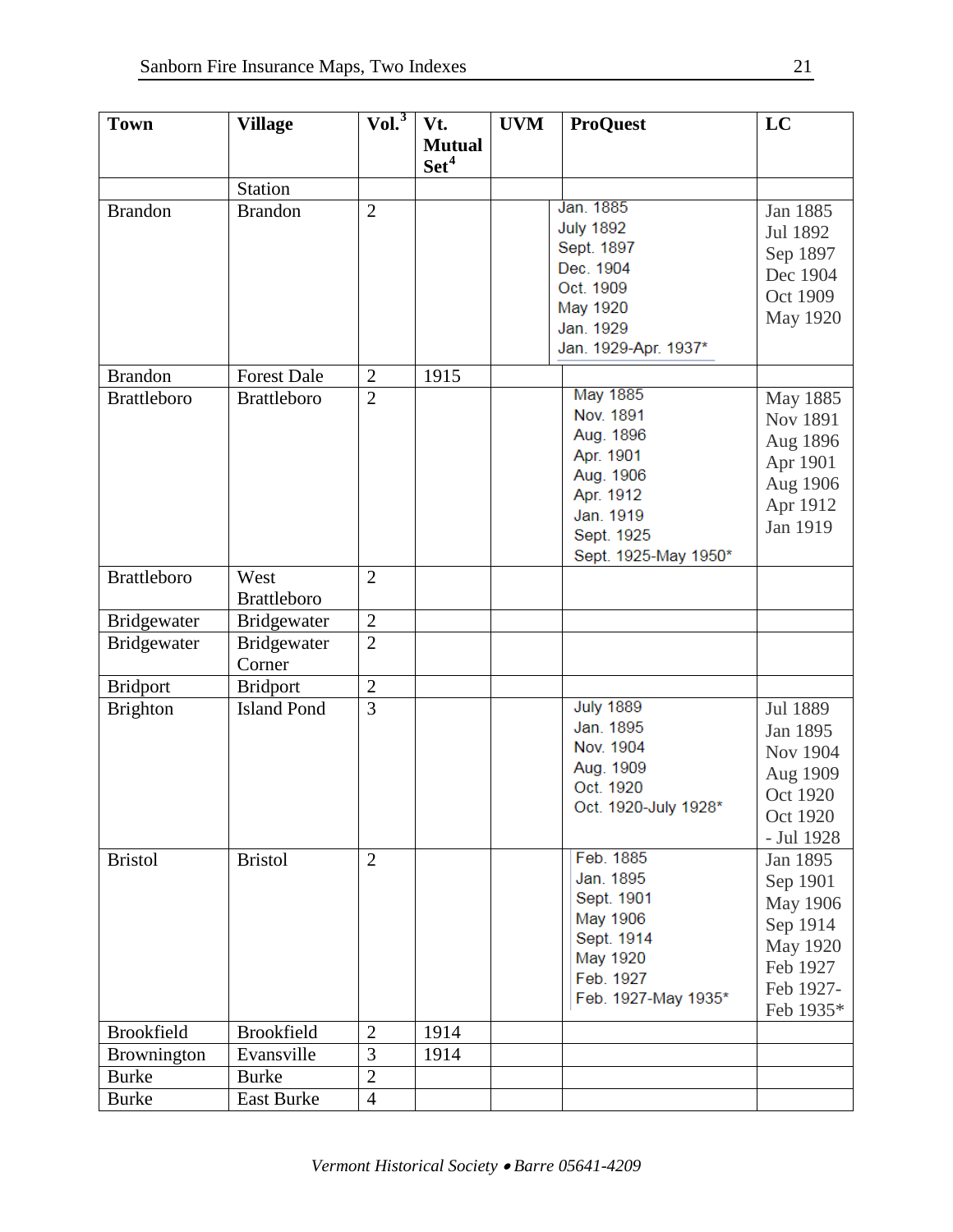| Town | Village | Vol.[3] | Vt. Mutual Set[4] | UVM | ProQuest | LC |
|---|---|---|---|---|---|---|
| | Station | | | | | |
| Brandon | Brandon | 2 | | | Jan. 1885<br>July 1892<br>Sept. 1897<br>Dec. 1904<br>Oct. 1909<br>May 1920<br>Jan. 1929<br>Jan. 1929-Apr. 1937* | Jan 1885<br>Jul 1892<br>Sep 1897<br>Dec 1904<br>Oct 1909<br>May 1920 |
| Brandon | Forest Dale | 2 | 1915 | | | |
| Brattleboro | Brattleboro | 2 | | | May 1885<br>Nov. 1891<br>Aug. 1896<br>Apr. 1901<br>Aug. 1906<br>Apr. 1912<br>Jan. 1919<br>Sept. 1925<br>Sept. 1925-May 1950* | May 1885<br>Nov 1891<br>Aug 1896<br>Apr 1901<br>Aug 1906<br>Apr 1912<br>Jan 1919 |
| Brattleboro | West Brattleboro | 2 | | | | |
| Bridgewater | Bridgewater | 2 | | | | |
| Bridgewater | Bridgewater Corner | 2 | | | | |
| Bridport | Bridport | 2 | | | | |
| Brighton | Island Pond | 3 | | | July 1889<br>Jan. 1895<br>Nov. 1904<br>Aug. 1909<br>Oct. 1920<br>Oct. 1920-July 1928* | Jul 1889<br>Jan 1895<br>Nov 1904<br>Aug 1909<br>Oct 1920<br>Oct 1920 - Jul 1928 |
| Bristol | Bristol | 2 | | | Feb. 1885<br>Jan. 1895<br>Sept. 1901<br>May 1906<br>Sept. 1914<br>May 1920<br>Feb. 1927<br>Feb. 1927-May 1935* | Jan 1895<br>Sep 1901<br>May 1906<br>Sep 1914<br>May 1920<br>Feb 1927<br>Feb 1927-Feb 1935* |
| Brookfield | Brookfield | 2 | 1914 | | | |
| Brownington | Evansville | 3 | 1914 | | | |
| Burke | Burke | 2 | | | | |
| Burke | East Burke | 4 | | | | |

*Vermont Historical Society • Barre 05641-4209*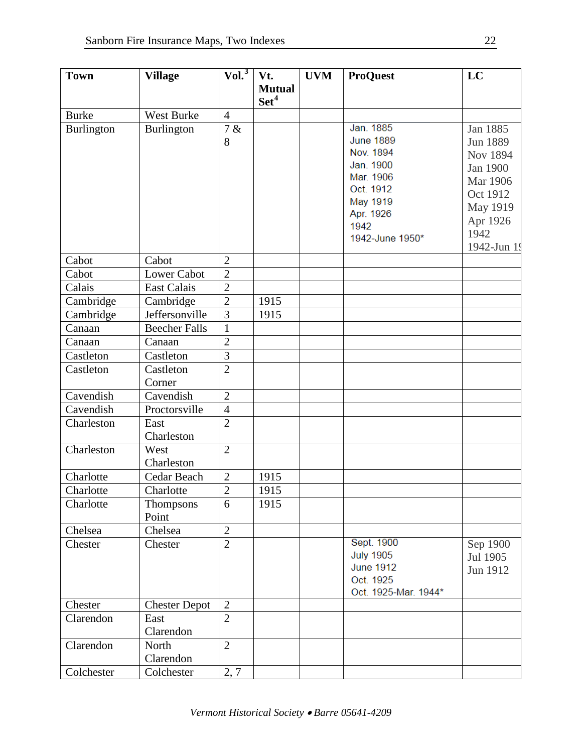| Town | Village | Vol.[3] | Vt. Mutual Set[4] | UVM | ProQuest | LC |
|---|---|---|---|---|---|---|
| Burke | West Burke | 4 | | | | |
| Burlington | Burlington | 7 & 8 | | | Jan. 1885<br>June 1889<br>Nov. 1894<br>Jan. 1900<br>Mar. 1906<br>Oct. 1912<br>May 1919<br>Apr. 1926<br>1942<br>1942-June 1950* | Jan 1885<br>Jun 1889<br>Nov 1894<br>Jan 1900<br>Mar 1906<br>Oct 1912<br>May 1919<br>Apr 1926<br>1942<br>1942-Jun 19 |
| Cabot | Cabot | 2 | | | | |
| Cabot | Lower Cabot | 2 | | | | |
| Calais | East Calais | 2 | | | | |
| Cambridge | Cambridge | 2 | 1915 | | | |
| Cambridge | Jeffersonville | 3 | 1915 | | | |
| Canaan | Beecher Falls | 1 | | | | |
| Canaan | Canaan | 2 | | | | |
| Castleton | Castleton | 3 | | | | |
| Castleton | Castleton Corner | 2 | | | | |
| Cavendish | Cavendish | 2 | | | | |
| Cavendish | Proctorsville | 4 | | | | |
| Charleston | East Charleston | 2 | | | | |
| Charleston | West Charleston | 2 | | | | |
| Charlotte | Cedar Beach | 2 | 1915 | | | |
| Charlotte | Charlotte | 2 | 1915 | | | |
| Charlotte | Thompsons Point | 6 | 1915 | | | |
| Chelsea | Chelsea | 2 | | | | |
| Chester | Chester | 2 | | | Sept. 1900<br>July 1905<br>June 1912<br>Oct. 1925<br>Oct. 1925-Mar. 1944* | Sep 1900<br>Jul 1905<br>Jun 1912 |
| Chester | Chester Depot | 2 | | | | |
| Clarendon | East Clarendon | 2 | | | | |
| Clarendon | North Clarendon | 2 | | | | |
| Colchester | Colchester | 2, 7 | | | | |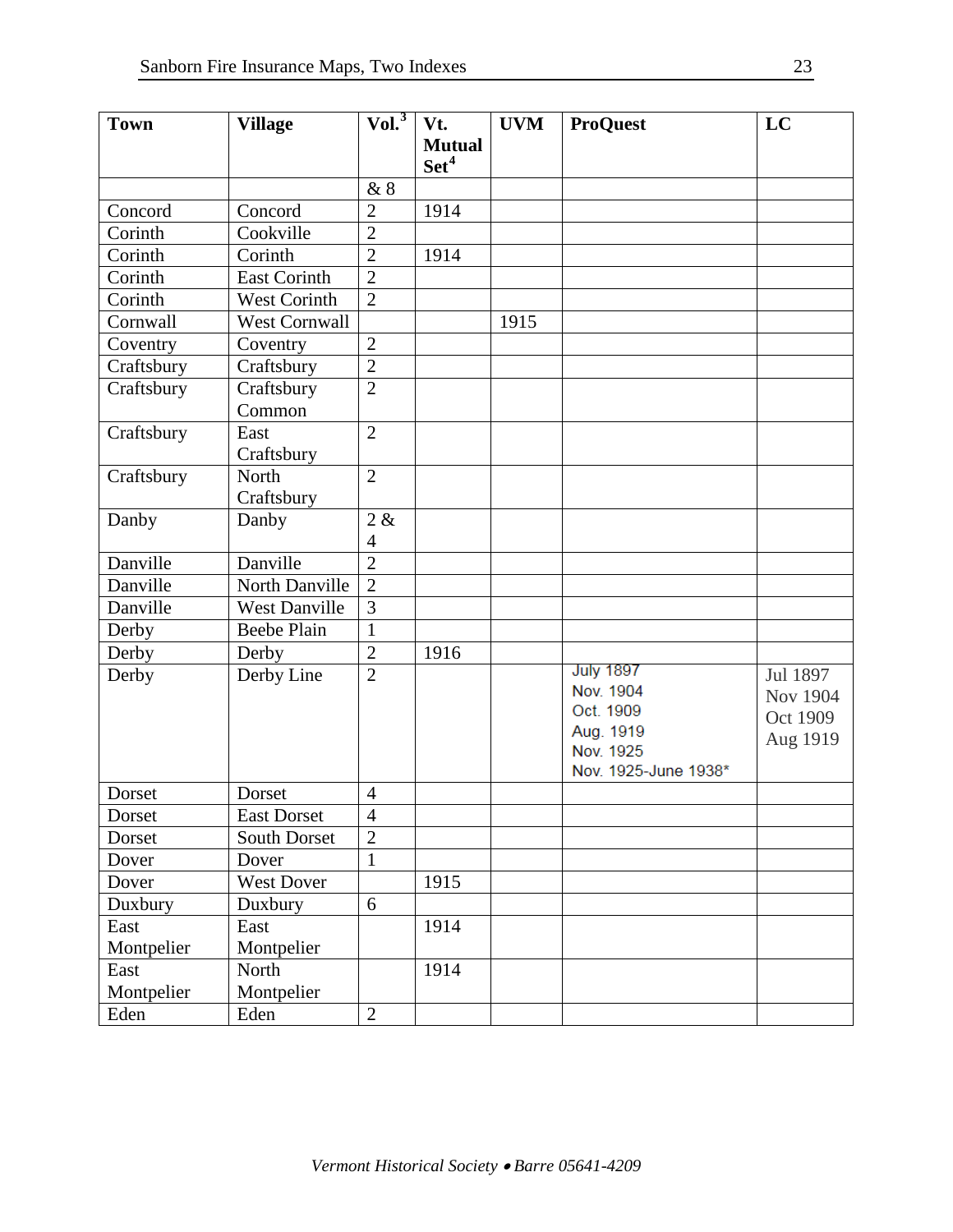| Town | Village | Vol.[3] | Vt. Mutual Set[4] | UVM | ProQuest | LC |
|---|---|---|---|---|---|---|
| | | & 8 | | | | |
| Concord | Concord | 2 | 1914 | | | |
| Corinth | Cookville | 2 | | | | |
| Corinth | Corinth | 2 | 1914 | | | |
| Corinth | East Corinth | 2 | | | | |
| Corinth | West Corinth | 2 | | | | |
| Cornwall | West Cornwall | | | 1915 | | |
| Coventry | Coventry | 2 | | | | |
| Craftsbury | Craftsbury | 2 | | | | |
| Craftsbury | Craftsbury Common | 2 | | | | |
| Craftsbury | East Craftsbury | 2 | | | | |
| Craftsbury | North Craftsbury | 2 | | | | |
| Danby | Danby | 2 & 4 | | | | |
| Danville | Danville | 2 | | | | |
| Danville | North Danville | 2 | | | | |
| Danville | West Danville | 3 | | | | |
| Derby | Beebe Plain | 1 | | | | |
| Derby | Derby | 2 | 1916 | | | |
| Derby | Derby Line | 2 | | | July 1897<br>Nov. 1904<br>Oct. 1909<br>Aug. 1919<br>Nov. 1925<br>Nov. 1925-June 1938* | Jul 1897<br>Nov 1904<br>Oct 1909<br>Aug 1919 |
| Dorset | Dorset | 4 | | | | |
| Dorset | East Dorset | 4 | | | | |
| Dorset | South Dorset | 2 | | | | |
| Dover | Dover | 1 | | | | |
| Dover | West Dover | | 1915 | | | |
| Duxbury | Duxbury | 6 | | | | |
| East Montpelier | East Montpelier | | 1914 | | | |
| East Montpelier | North Montpelier | | 1914 | | | |
| Eden | Eden | 2 | | | | |

*Vermont Historical Society • Barre 05641-4209*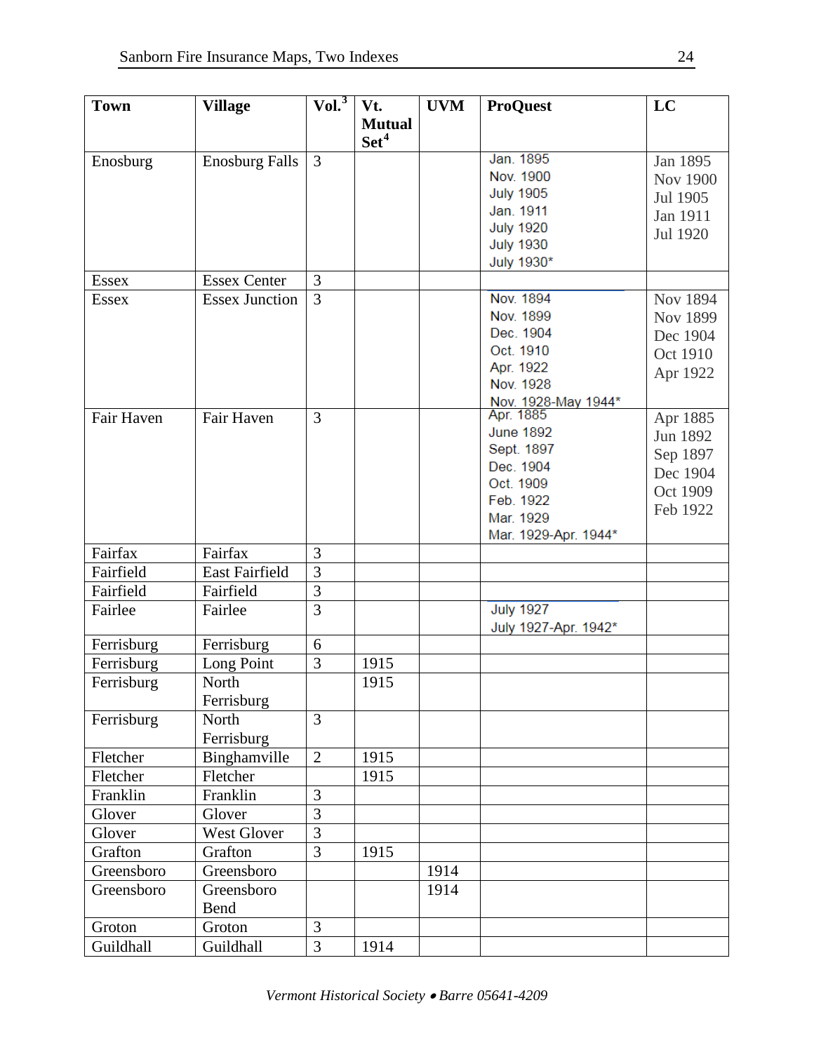| Town | Village | Vol.[3] | Vt. Mutual Set[4] | UVM | ProQuest | LC |
|---|---|---|---|---|---|---|
| Enosburg | Enosburg Falls | 3 | | | Jan. 1895<br>Nov. 1900<br>July 1905<br>Jan. 1911<br>July 1920<br>July 1930<br>July 1930* | Jan 1895<br>Nov 1900<br>Jul 1905<br>Jan 1911<br>Jul 1920 |
| Essex | Essex Center | 3 | | | | |
| Essex | Essex Junction | 3 | | | Nov. 1894<br>Nov. 1899<br>Dec. 1904<br>Oct. 1910<br>Apr. 1922<br>Nov. 1928<br>Nov. 1928-May 1944* | Nov 1894<br>Nov 1899<br>Dec 1904<br>Oct 1910<br>Apr 1922 |
| Fair Haven | Fair Haven | 3 | | | Apr. 1885<br>June 1892<br>Sept. 1897<br>Dec. 1904<br>Oct. 1909<br>Feb. 1922<br>Mar. 1929<br>Mar. 1929-Apr. 1944* | Apr 1885<br>Jun 1892<br>Sep 1897<br>Dec 1904<br>Oct 1909<br>Feb 1922 |
| Fairfax | Fairfax | 3 | | | | |
| Fairfield | East Fairfield | 3 | | | | |
| Fairfield | Fairfield | 3 | | | | |
| Fairlee | Fairlee | 3 | | | July 1927<br>July 1927-Apr. 1942* | |
| Ferrisburg | Ferrisburg | 6 | | | | |
| Ferrisburg | Long Point | 3 | 1915 | | | |
| Ferrisburg | North Ferrisburg | | 1915 | | | |
| Ferrisburg | North Ferrisburg | 3 | | | | |
| Fletcher | Binghamville | 2 | 1915 | | | |
| Fletcher | Fletcher | | 1915 | | | |
| Franklin | Franklin | 3 | | | | |
| Glover | Glover | 3 | | | | |
| Glover | West Glover | 3 | | | | |
| Grafton | Grafton | 3 | 1915 | | | |
| Greensboro | Greensboro | | | 1914 | | |
| Greensboro | Greensboro Bend | | | 1914 | | |
| Groton | Groton | 3 | | | | |
| Guildhall | Guildhall | 3 | 1914 | | | |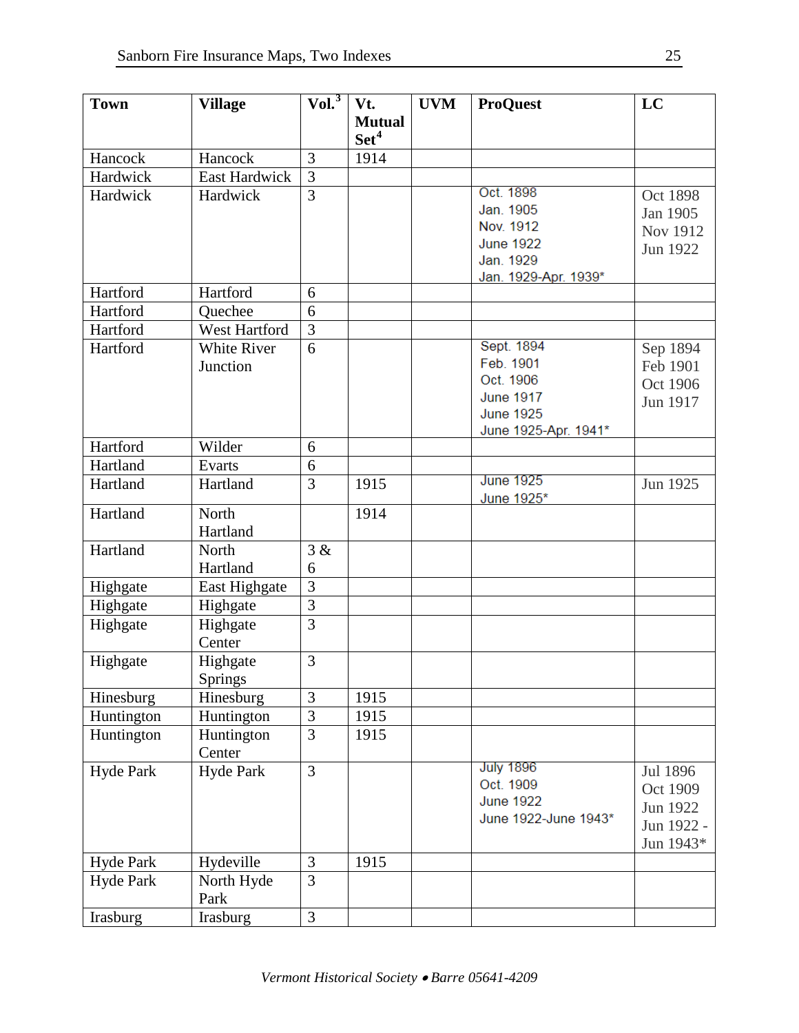| Town | Village | Vol.[3] | Vt. Mutual Set[4] | UVM | ProQuest | LC |
|---|---|---|---|---|---|---|
| Hancock | Hancock | 3 | 1914 | | | |
| Hardwick | East Hardwick | 3 | | | | |
| Hardwick | Hardwick | 3 | | | Oct. 1898<br>Jan. 1905<br>Nov. 1912<br>June 1922<br>Jan. 1929<br>Jan. 1929-Apr. 1939* | Oct 1898<br>Jan 1905<br>Nov 1912<br>Jun 1922 |
| Hartford | Hartford | 6 | | | | |
| Hartford | Quechee | 6 | | | | |
| Hartford | West Hartford | 3 | | | | |
| Hartford | White River Junction | 6 | | | Sept. 1894<br>Feb. 1901<br>Oct. 1906<br>June 1917<br>June 1925<br>June 1925-Apr. 1941* | Sep 1894<br>Feb 1901<br>Oct 1906<br>Jun 1917 |
| Hartford | Wilder | 6 | | | | |
| Hartland | Evarts | 6 | | | | |
| Hartland | Hartland | 3 | 1915 | | June 1925<br>June 1925* | Jun 1925 |
| Hartland | North Hartland | | 1914 | | | |
| Hartland | North Hartland | 3 & 6 | | | | |
| Highgate | East Highgate | 3 | | | | |
| Highgate | Highgate | 3 | | | | |
| Highgate | Highgate Center | 3 | | | | |
| Highgate | Highgate Springs | 3 | | | | |
| Hinesburg | Hinesburg | 3 | 1915 | | | |
| Huntington | Huntington | 3 | 1915 | | | |
| Huntington | Huntington Center | 3 | 1915 | | | |
| Hyde Park | Hyde Park | 3 | | | July 1896<br>Oct. 1909<br>June 1922<br>June 1922-June 1943* | Jul 1896<br>Oct 1909<br>Jun 1922<br>Jun 1922 - Jun 1943* |
| Hyde Park | Hydeville | 3 | 1915 | | | |
| Hyde Park | North Hyde Park | 3 | | | | |
| Irasburg | Irasburg | 3 | | | | |

*Vermont Historical Society • Barre 05641-4209*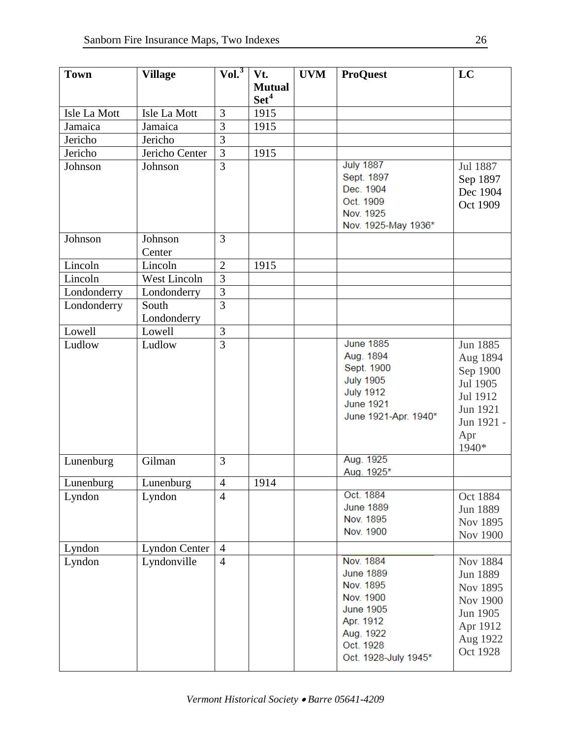| Town | Village | Vol.[3] | Vt. Mutual Set[4] | UVM | ProQuest | LC |
|---|---|---|---|---|---|---|
| Isle La Mott | Isle La Mott | 3 | 1915 | | | |
| Jamaica | Jamaica | 3 | 1915 | | | |
| Jericho | Jericho | 3 | | | | |
| Jericho | Jericho Center | 3 | 1915 | | | |
| Johnson | Johnson | 3 | | | July 1887<br>Sept. 1897<br>Dec. 1904<br>Oct. 1909<br>Nov. 1925<br>Nov. 1925-May 1936* | Jul 1887<br>Sep 1897<br>Dec 1904<br>Oct 1909 |
| Johnson | Johnson Center | 3 | | | | |
| Lincoln | Lincoln | 2 | 1915 | | | |
| Lincoln | West Lincoln | 3 | | | | |
| Londonderry | Londonderry | 3 | | | | |
| Londonderry | South Londonderry | 3 | | | | |
| Lowell | Lowell | 3 | | | | |
| Ludlow | Ludlow | 3 | | | June 1885<br>Aug. 1894<br>Sept. 1900<br>July 1905<br>July 1912<br>June 1921<br>June 1921-Apr. 1940* | Jun 1885<br>Aug 1894<br>Sep 1900<br>Jul 1905<br>Jul 1912<br>Jun 1921<br>Jun 1921 - Apr 1940* |
| Lunenburg | Gilman | 3 | | | Aug. 1925<br>Aug. 1925* | |
| Lunenburg | Lunenburg | 4 | 1914 | | | |
| Lyndon | Lyndon | 4 | | | Oct. 1884<br>June 1889<br>Nov. 1895<br>Nov. 1900 | Oct 1884<br>Jun 1889<br>Nov 1895<br>Nov 1900 |
| Lyndon | Lyndon Center | 4 | | | | |
| Lyndon | Lyndonville | 4 | | | Nov. 1884<br>June 1889<br>Nov. 1895<br>Nov. 1900<br>June 1905<br>Apr. 1912<br>Aug. 1922<br>Oct. 1928<br>Oct. 1928-July 1945* | Nov 1884<br>Jun 1889<br>Nov 1895<br>Nov 1900<br>Jun 1905<br>Apr 1912<br>Aug 1922<br>Oct 1928 |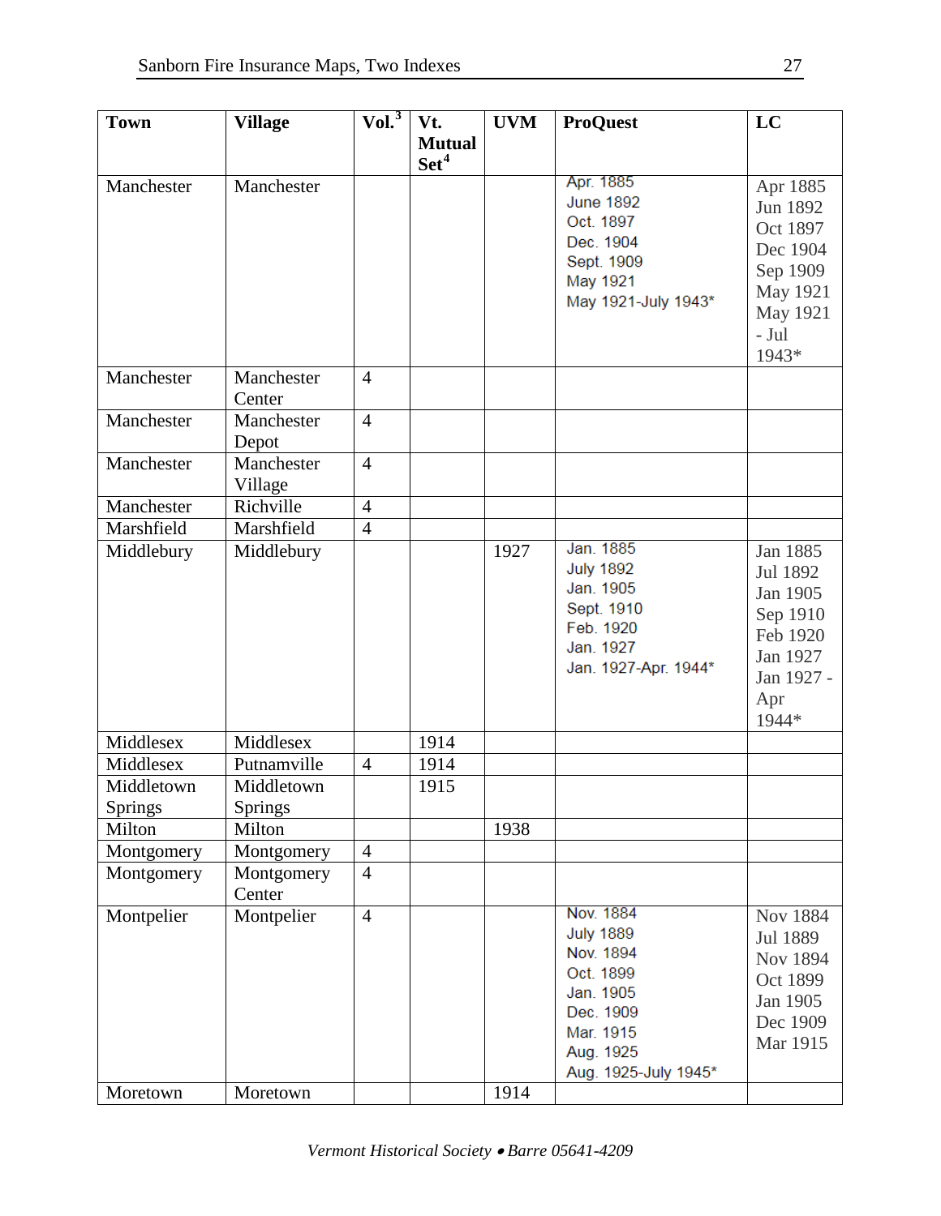| Town | Village | Vol.[3] | Vt. Mutual Set[4] | UVM | ProQuest | LC |
|---|---|---|---|---|---|---|
| Manchester | Manchester | | | | Apr. 1885<br>June 1892<br>Oct. 1897<br>Dec. 1904<br>Sept. 1909<br>May 1921<br>May 1921-July 1943* | Apr 1885<br>Jun 1892<br>Oct 1897<br>Dec 1904<br>Sep 1909<br>May 1921<br>May 1921 - Jul 1943* |
| Manchester | Manchester Center | 4 | | | | |
| Manchester | Manchester Depot | 4 | | | | |
| Manchester | Manchester Village | 4 | | | | |
| Manchester | Richville | 4 | | | | |
| Marshfield | Marshfield | 4 | | | | |
| Middlebury | Middlebury | | | 1927 | Jan. 1885<br>July 1892<br>Jan. 1905<br>Sept. 1910<br>Feb. 1920<br>Jan. 1927<br>Jan. 1927-Apr. 1944* | Jan 1885<br>Jul 1892<br>Jan 1905<br>Sep 1910<br>Feb 1920<br>Jan 1927<br>Jan 1927 - Apr 1944* |
| Middlesex | Middlesex | | 1914 | | | |
| Middlesex | Putnamville | 4 | 1914 | | | |
| Middletown Springs | Middletown Springs | | 1915 | | | |
| Milton | Milton | | | 1938 | | |
| Montgomery | Montgomery | 4 | | | | |
| Montgomery | Montgomery Center | 4 | | | | |
| Montpelier | Montpelier | 4 | | | Nov. 1884<br>July 1889<br>Nov. 1894<br>Oct. 1899<br>Jan. 1905<br>Dec. 1909<br>Mar. 1915<br>Aug. 1925<br>Aug. 1925-July 1945* | Nov 1884<br>Jul 1889<br>Nov 1894<br>Oct 1899<br>Jan 1905<br>Dec 1909<br>Mar 1915 |
| Moretown | Moretown | | | 1914 | | |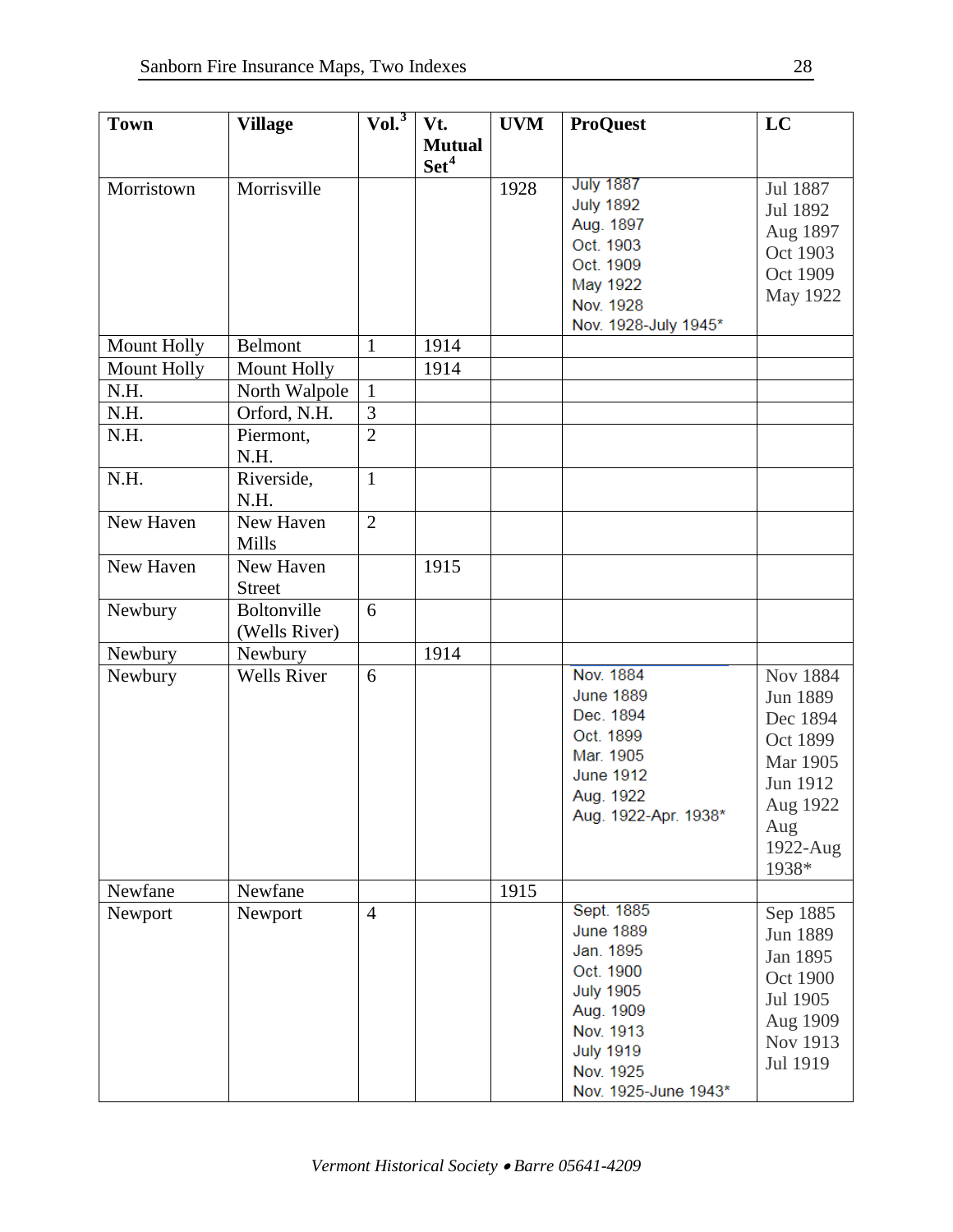| Town | Village | Vol.[3] | Vt. Mutual Set[4] | UVM | ProQuest | LC |
|---|---|---|---|---|---|---|
| Morristown | Morrisville | | | 1928 | July 1887<br>July 1892<br>Aug. 1897<br>Oct. 1903<br>Oct. 1909<br>May 1922<br>Nov. 1928<br>Nov. 1928-July 1945* | Jul 1887<br>Jul 1892<br>Aug 1897<br>Oct 1903<br>Oct 1909<br>May 1922 |
| Mount Holly | Belmont | 1 | 1914 | | | |
| Mount Holly | Mount Holly | | 1914 | | | |
| N.H. | North Walpole | 1 | | | | |
| N.H. | Orford, N.H. | 3 | | | | |
| N.H. | Piermont, N.H. | 2 | | | | |
| N.H. | Riverside, N.H. | 1 | | | | |
| New Haven | New Haven Mills | 2 | | | | |
| New Haven | New Haven Street | | 1915 | | | |
| Newbury | Boltonville (Wells River) | 6 | | | | |
| Newbury | Newbury | | 1914 | | | |
| Newbury | Wells River | 6 | | | Nov. 1884<br>June 1889<br>Dec. 1894<br>Oct. 1899<br>Mar. 1905<br>June 1912<br>Aug. 1922<br>Aug. 1922-Apr. 1938* | Nov 1884<br>Jun 1889<br>Dec 1894<br>Oct 1899<br>Mar 1905<br>Jun 1912<br>Aug 1922<br>Aug 1922-Aug 1938* |
| Newfane | Newfane | | | 1915 | | |
| Newport | Newport | 4 | | | Sept. 1885<br>June 1889<br>Jan. 1895<br>Oct. 1900<br>July 1905<br>Aug. 1909<br>Nov. 1913<br>July 1919<br>Nov. 1925<br>Nov. 1925-June 1943* | Sep 1885<br>Jun 1889<br>Jan 1895<br>Oct 1900<br>Jul 1905<br>Aug 1909<br>Nov 1913<br>Jul 1919 |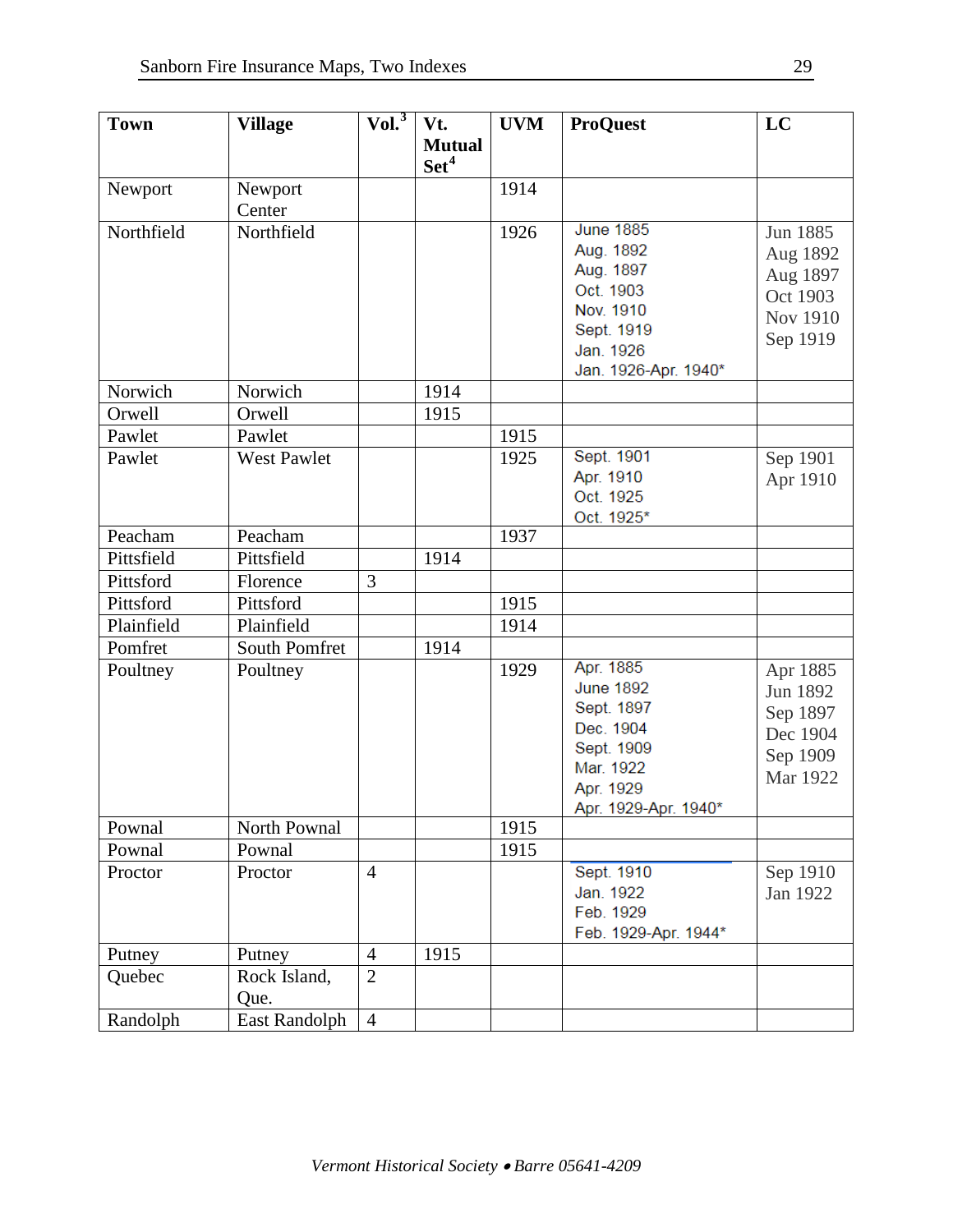| Town | Village | Vol.[3] | Vt. Mutual Set[4] | UVM | ProQuest | LC |
|---|---|---|---|---|---|---|
| Newport | Newport Center | | | 1914 | | |
| Northfield | Northfield | | | 1926 | June 1885<br>Aug. 1892<br>Aug. 1897<br>Oct. 1903<br>Nov. 1910<br>Sept. 1919<br>Jan. 1926<br>Jan. 1926-Apr. 1940* | Jun 1885<br>Aug 1892<br>Aug 1897<br>Oct 1903<br>Nov 1910<br>Sep 1919 |
| Norwich | Norwich | | 1914 | | | |
| Orwell | Orwell | | 1915 | | | |
| Pawlet | Pawlet | | | 1915 | | |
| Pawlet | West Pawlet | | | 1925 | Sept. 1901<br>Apr. 1910<br>Oct. 1925<br>Oct. 1925* | Sep 1901<br>Apr 1910 |
| Peacham | Peacham | | | 1937 | | |
| Pittsfield | Pittsfield | | 1914 | | | |
| Pittsford | Florence | 3 | | | | |
| Pittsford | Pittsford | | | 1915 | | |
| Plainfield | Plainfield | | | 1914 | | |
| Pomfret | South Pomfret | | 1914 | | | |
| Poultney | Poultney | | | 1929 | Apr. 1885<br>June 1892<br>Sept. 1897<br>Dec. 1904<br>Sept. 1909<br>Mar. 1922<br>Apr. 1929<br>Apr. 1929-Apr. 1940* | Apr 1885<br>Jun 1892<br>Sep 1897<br>Dec 1904<br>Sep 1909<br>Mar 1922 |
| Pownal | North Pownal | | | 1915 | | |
| Pownal | Pownal | | | 1915 | | |
| Proctor | Proctor | 4 | | | Sept. 1910<br>Jan. 1922<br>Feb. 1929<br>Feb. 1929-Apr. 1944* | Sep 1910<br>Jan 1922 |
| Putney | Putney | 4 | 1915 | | | |
| Quebec | Rock Island, Que. | 2 | | | | |
| Randolph | East Randolph | 4 | | | | |

*Vermont Historical Society • Barre 05641-4209*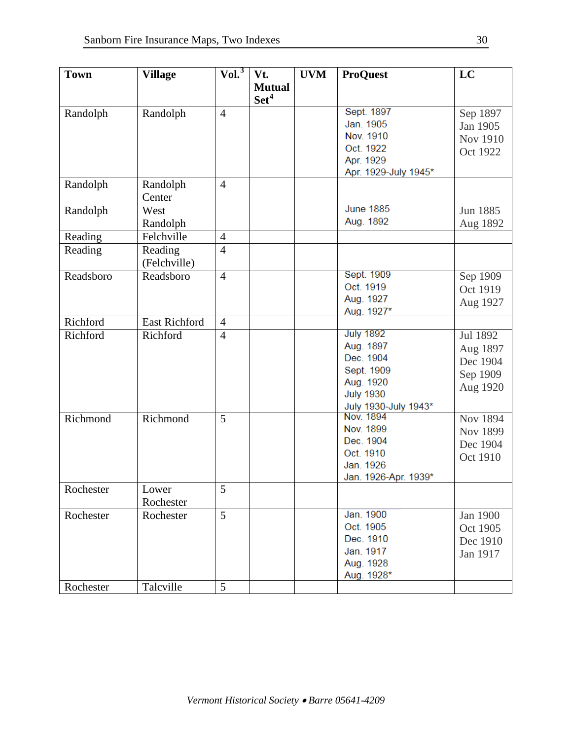| Town | Village | Vol.[3] | Vt. Mutual Set[4] | UVM | ProQuest | LC |
|---|---|---|---|---|---|---|
| Randolph | Randolph | 4 | | | Sept. 1897<br>Jan. 1905<br>Nov. 1910<br>Oct. 1922<br>Apr. 1929<br>Apr. 1929-July 1945* | Sep 1897<br>Jan 1905<br>Nov 1910<br>Oct 1922 |
| Randolph | Randolph Center | 4 | | | | |
| Randolph | West Randolph | | | | June 1885<br>Aug. 1892 | Jun 1885<br>Aug 1892 |
| Reading | Felchville | 4 | | | | |
| Reading | Reading (Felchville) | 4 | | | | |
| Readsboro | Readsboro | 4 | | | Sept. 1909<br>Oct. 1919<br>Aug. 1927<br>Aug. 1927* | Sep 1909<br>Oct 1919<br>Aug 1927 |
| Richford | East Richford | 4 | | | | |
| Richford | Richford | 4 | | | July 1892<br>Aug. 1897<br>Dec. 1904<br>Sept. 1909<br>Aug. 1920<br>July 1930<br>July 1930-July 1943* | Jul 1892<br>Aug 1897<br>Dec 1904<br>Sep 1909<br>Aug 1920 |
| Richmond | Richmond | 5 | | | Nov. 1894<br>Nov. 1899<br>Dec. 1904<br>Oct. 1910<br>Jan. 1926<br>Jan. 1926-Apr. 1939* | Nov 1894<br>Nov 1899<br>Dec 1904<br>Oct 1910 |
| Rochester | Lower Rochester | 5 | | | | |
| Rochester | Rochester | 5 | | | Jan. 1900<br>Oct. 1905<br>Dec. 1910<br>Jan. 1917<br>Aug. 1928<br>Aug. 1928* | Jan 1900<br>Oct 1905<br>Dec 1910<br>Jan 1917 |
| Rochester | Talcville | 5 | | | | |

*Vermont Historical Society • Barre 05641-4209*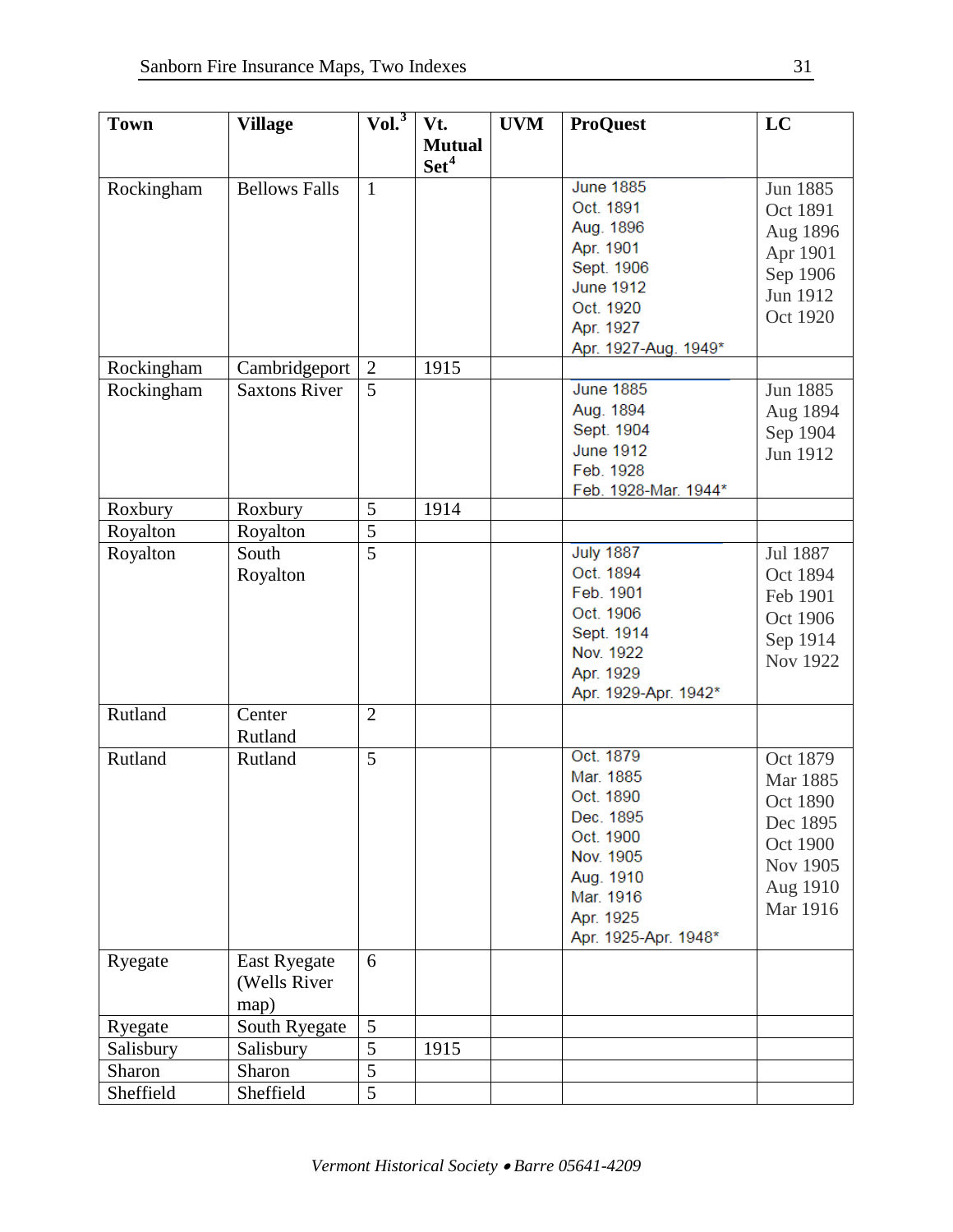| Town | Village | Vol.[3] | Vt. Mutual Set[4] | UVM | ProQuest | LC |
|---|---|---|---|---|---|---|
| Rockingham | Bellows Falls | 1 | | | June 1885<br>Oct. 1891<br>Aug. 1896<br>Apr. 1901<br>Sept. 1906<br>June 1912<br>Oct. 1920<br>Apr. 1927<br>Apr. 1927-Aug. 1949* | Jun 1885<br>Oct 1891<br>Aug 1896<br>Apr 1901<br>Sep 1906<br>Jun 1912<br>Oct 1920 |
| Rockingham | Cambridgeport | 2 | 1915 | | | |
| Rockingham | Saxtons River | 5 | | | June 1885<br>Aug. 1894<br>Sept. 1904<br>June 1912<br>Feb. 1928<br>Feb. 1928-Mar. 1944* | Jun 1885<br>Aug 1894<br>Sep 1904<br>Jun 1912 |
| Roxbury | Roxbury | 5 | 1914 | | | |
| Royalton | Royalton | 5 | | | | |
| Royalton | South Royalton | 5 | | | July 1887<br>Oct. 1894<br>Feb. 1901<br>Oct. 1906<br>Sept. 1914<br>Nov. 1922<br>Apr. 1929<br>Apr. 1929-Apr. 1942* | Jul 1887<br>Oct 1894<br>Feb 1901<br>Oct 1906<br>Sep 1914<br>Nov 1922 |
| Rutland | Center Rutland | 2 | | | | |
| Rutland | Rutland | 5 | | | Oct. 1879<br>Mar. 1885<br>Oct. 1890<br>Dec. 1895<br>Oct. 1900<br>Nov. 1905<br>Aug. 1910<br>Mar. 1916<br>Apr. 1925<br>Apr. 1925-Apr. 1948* | Oct 1879<br>Mar 1885<br>Oct 1890<br>Dec 1895<br>Oct 1900<br>Nov 1905<br>Aug 1910<br>Mar 1916 |
| Ryegate | East Ryegate (Wells River map) | 6 | | | | |
| Ryegate | South Ryegate | 5 | | | | |
| Salisbury | Salisbury | 5 | 1915 | | | |
| Sharon | Sharon | 5 | | | | |
| Sheffield | Sheffield | 5 | | | | |

*Vermont Historical Society • Barre 05641-4209*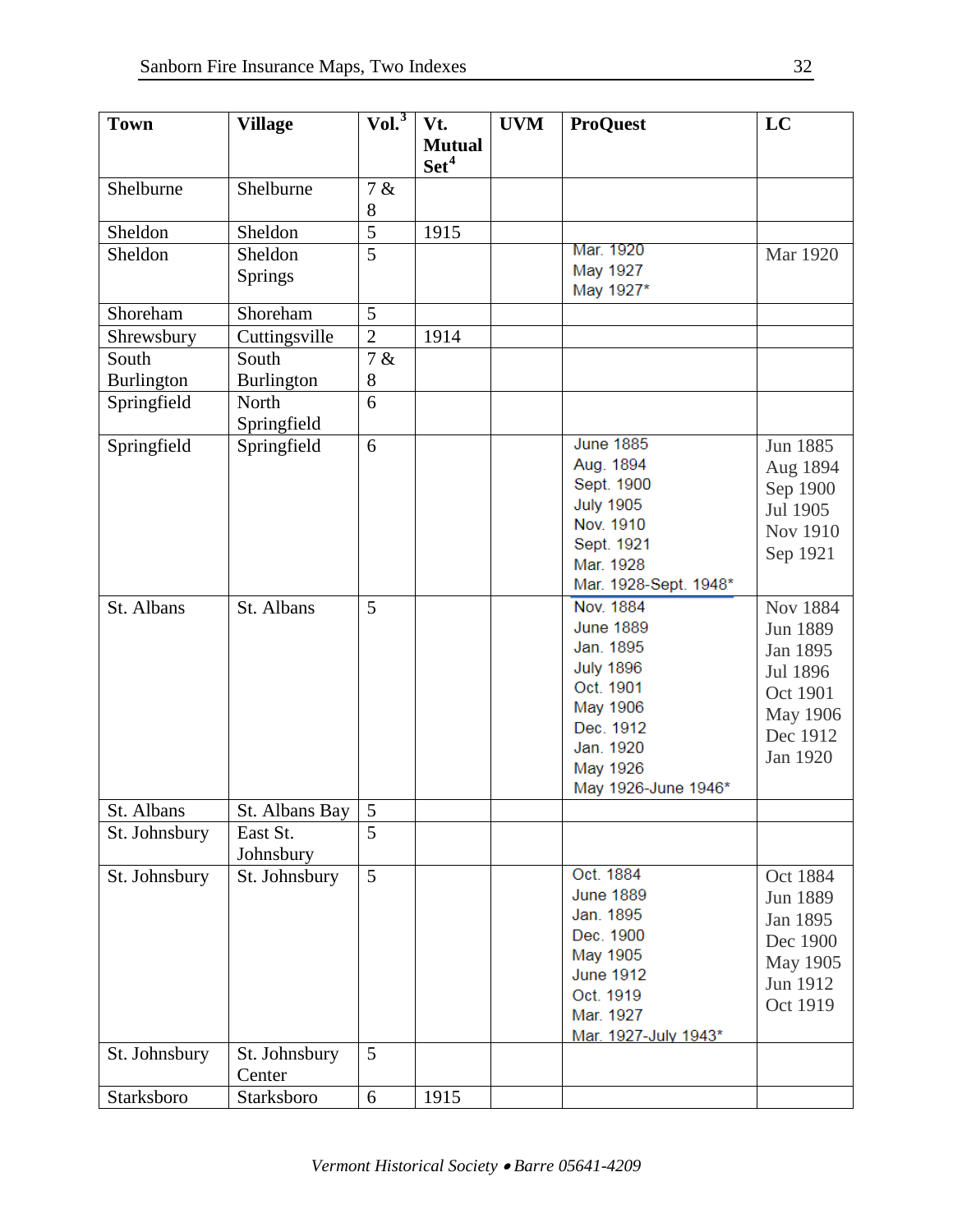| Town | Village | Vol.[3] | Vt. Mutual Set[4] | UVM | ProQuest | LC |
|---|---|---|---|---|---|---|
| Shelburne | Shelburne | 7 & 8 | | | | |
| Sheldon | Sheldon | 5 | 1915 | | | |
| Sheldon | Sheldon Springs | 5 | | | Mar. 1920<br>May 1927<br>May 1927* | Mar 1920 |
| Shoreham | Shoreham | 5 | | | | |
| Shrewsbury | Cuttingsville | 2 | 1914 | | | |
| South Burlington | South Burlington | 7 & 8 | | | | |
| Springfield | North Springfield | 6 | | | | |
| Springfield | Springfield | 6 | | | June 1885<br>Aug. 1894<br>Sept. 1900<br>July 1905<br>Nov. 1910<br>Sept. 1921<br>Mar. 1928<br>Mar. 1928-Sept. 1948* | Jun 1885<br>Aug 1894<br>Sep 1900<br>Jul 1905<br>Nov 1910<br>Sep 1921 |
| St. Albans | St. Albans | 5 | | | Nov. 1884<br>June 1889<br>Jan. 1895<br>July 1896<br>Oct. 1901<br>May 1906<br>Dec. 1912<br>Jan. 1920<br>May 1926<br>May 1926-June 1946* | Nov 1884<br>Jun 1889<br>Jan 1895<br>Jul 1896<br>Oct 1901<br>May 1906<br>Dec 1912<br>Jan 1920 |
| St. Albans | St. Albans Bay | 5 | | | | |
| St. Johnsbury | East St. Johnsbury | 5 | | | | |
| St. Johnsbury | St. Johnsbury | 5 | | | Oct. 1884<br>June 1889<br>Jan. 1895<br>Dec. 1900<br>May 1905<br>June 1912<br>Oct. 1919<br>Mar. 1927<br>Mar. 1927-July 1943* | Oct 1884<br>Jun 1889<br>Jan 1895<br>Dec 1900<br>May 1905<br>Jun 1912<br>Oct 1919 |
| St. Johnsbury | St. Johnsbury Center | 5 | | | | |
| Starksboro | Starksboro | 6 | 1915 | | | |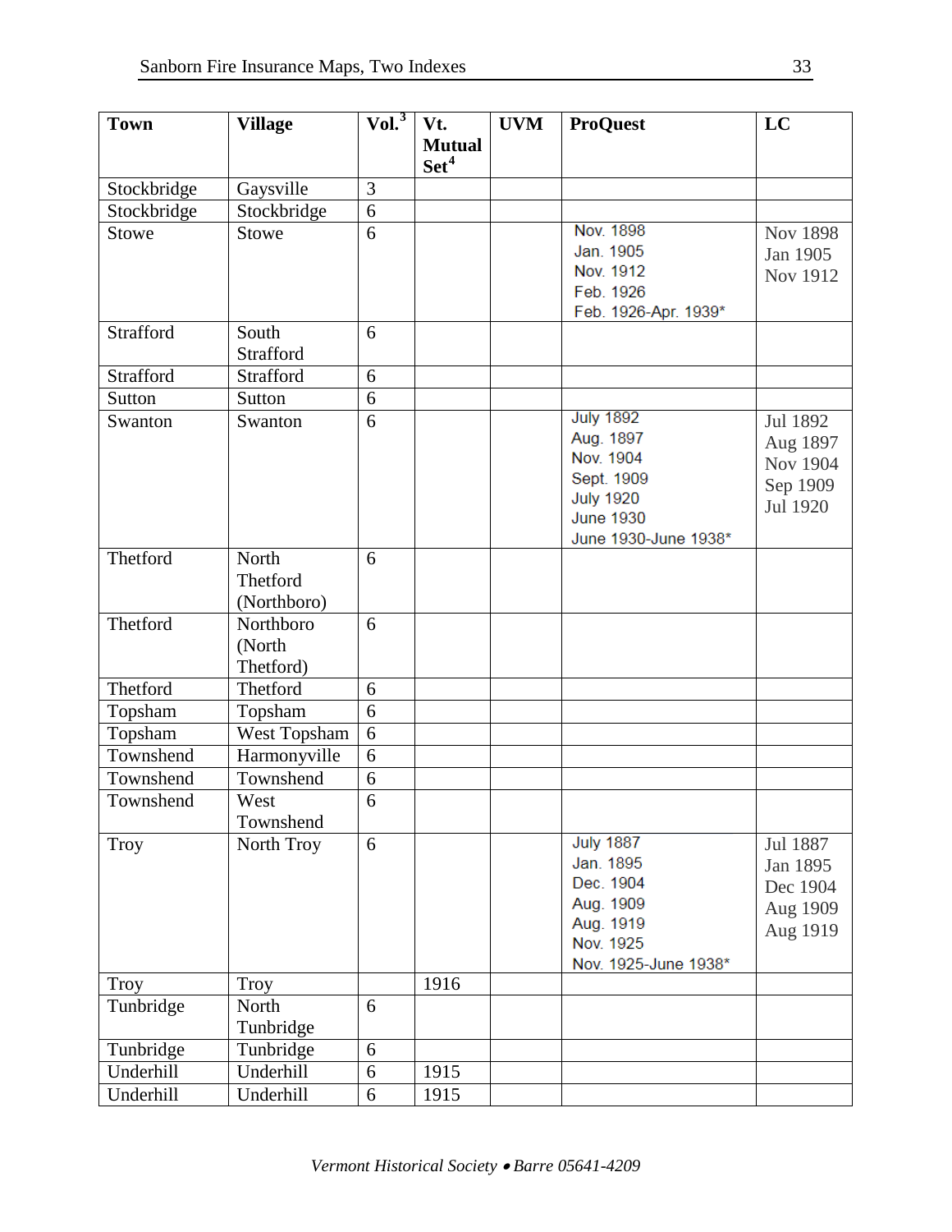| Town | Village | Vol.[3] | Vt. Mutual Set[4] | UVM | ProQuest | LC |
|---|---|---|---|---|---|---|
| Stockbridge | Gaysville | 3 | | | | |
| Stockbridge | Stockbridge | 6 | | | | |
| Stowe | Stowe | 6 | | | Nov. 1898<br>Jan. 1905<br>Nov. 1912<br>Feb. 1926<br>Feb. 1926-Apr. 1939* | Nov 1898<br>Jan 1905<br>Nov 1912 |
| Strafford | South Strafford | 6 | | | | |
| Strafford | Strafford | 6 | | | | |
| Sutton | Sutton | 6 | | | | |
| Swanton | Swanton | 6 | | | July 1892<br>Aug. 1897<br>Nov. 1904<br>Sept. 1909<br>July 1920<br>June 1930<br>June 1930-June 1938* | Jul 1892<br>Aug 1897<br>Nov 1904<br>Sep 1909<br>Jul 1920 |
| Thetford | North Thetford (Northboro) | 6 | | | | |
| Thetford | Northboro (North Thetford) | 6 | | | | |
| Thetford | Thetford | 6 | | | | |
| Topsham | Topsham | 6 | | | | |
| Topsham | West Topsham | 6 | | | | |
| Townshend | Harmonyville | 6 | | | | |
| Townshend | Townshend | 6 | | | | |
| Townshend | West Townshend | 6 | | | | |
| Troy | North Troy | 6 | | | July 1887<br>Jan. 1895<br>Dec. 1904<br>Aug. 1909<br>Aug. 1919<br>Nov. 1925<br>Nov. 1925-June 1938* | Jul 1887<br>Jan 1895<br>Dec 1904<br>Aug 1909<br>Aug 1919 |
| Troy | Troy | | 1916 | | | |
| Tunbridge | North Tunbridge | 6 | | | | |
| Tunbridge | Tunbridge | 6 | | | | |
| Underhill | Underhill | 6 | 1915 | | | |
| Underhill | Underhill | 6 | 1915 | | | |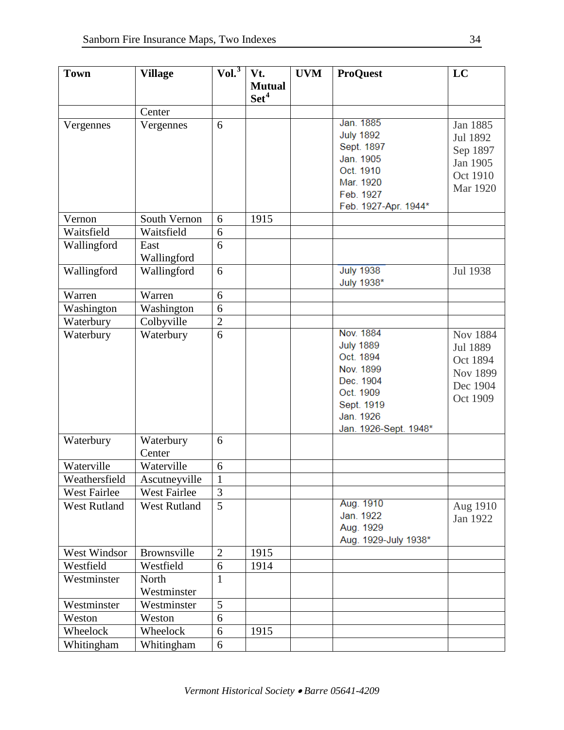| Town | Village | Vol.[3] | Vt. Mutual Set[4] | UVM | ProQuest | LC |
|---|---|---|---|---|---|---|
| | Center | | | | | |
| Vergennes | Vergennes | 6 | | | Jan. 1885<br>July 1892<br>Sept. 1897<br>Jan. 1905<br>Oct. 1910<br>Mar. 1920<br>Feb. 1927<br>Feb. 1927-Apr. 1944* | Jan 1885<br>Jul 1892<br>Sep 1897<br>Jan 1905<br>Oct 1910<br>Mar 1920 |
| Vernon | South Vernon | 6 | 1915 | | | |
| Waitsfield | Waitsfield | 6 | | | | |
| Wallingford | East Wallingford | 6 | | | | |
| Wallingford | Wallingford | 6 | | | July 1938<br>July 1938* | Jul 1938 |
| Warren | Warren | 6 | | | | |
| Washington | Washington | 6 | | | | |
| Waterbury | Colbyville | 2 | | | | |
| Waterbury | Waterbury | 6 | | | Nov. 1884<br>July 1889<br>Oct. 1894<br>Nov. 1899<br>Dec. 1904<br>Oct. 1909<br>Sept. 1919<br>Jan. 1926<br>Jan. 1926-Sept. 1948* | Nov 1884<br>Jul 1889<br>Oct 1894<br>Nov 1899<br>Dec 1904<br>Oct 1909 |
| Waterbury | Waterbury Center | 6 | | | | |
| Waterville | Waterville | 6 | | | | |
| Weathersfield | Ascutneyville | 1 | | | | |
| West Fairlee | West Fairlee | 3 | | | | |
| West Rutland | West Rutland | 5 | | | Aug. 1910<br>Jan. 1922<br>Aug. 1929<br>Aug. 1929-July 1938* | Aug 1910<br>Jan 1922 |
| West Windsor | Brownsville | 2 | 1915 | | | |
| Westfield | Westfield | 6 | 1914 | | | |
| Westminster | North Westminster | 1 | | | | |
| Westminster | Westminster | 5 | | | | |
| Weston | Weston | 6 | | | | |
| Wheelock | Wheelock | 6 | 1915 | | | |
| Whitingham | Whitingham | 6 | | | | |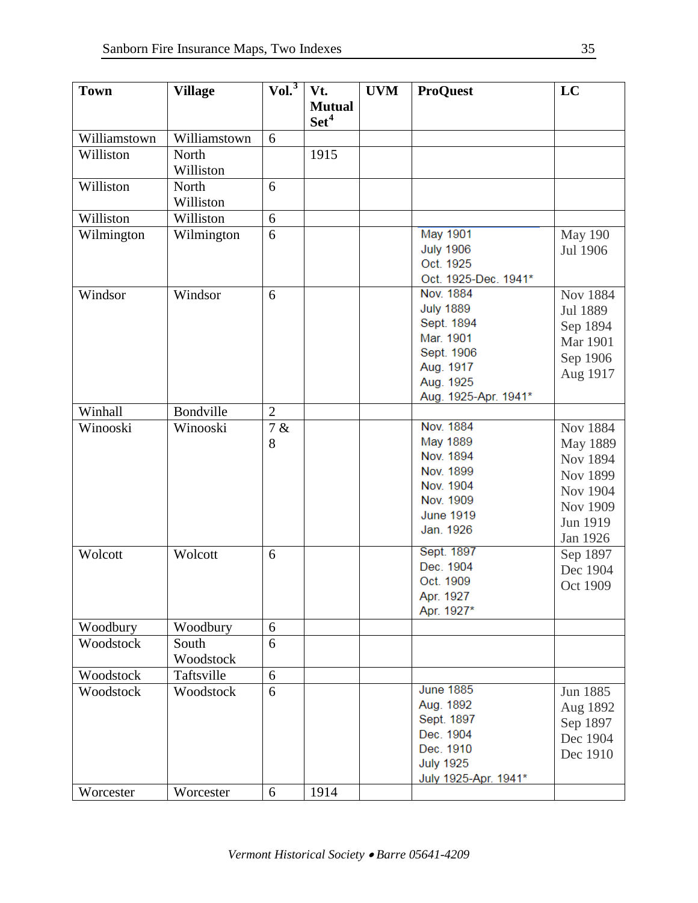| Town | Village | Vol.[3] | Vt. Mutual Set[4] | UVM | ProQuest | LC |
|---|---|---|---|---|---|---|
| Williamstown | Williamstown | 6 | | | | |
| Williston | North Williston | | 1915 | | | |
| Williston | North Williston | 6 | | | | |
| Williston | Williston | 6 | | | | |
| Wilmington | Wilmington | 6 | | | May 1901<br>July 1906<br>Oct. 1925<br>Oct. 1925-Dec. 1941* | May 190<br>Jul 1906 |
| Windsor | Windsor | 6 | | | Nov. 1884<br>July 1889<br>Sept. 1894<br>Mar. 1901<br>Sept. 1906<br>Aug. 1917<br>Aug. 1925<br>Aug. 1925-Apr. 1941* | Nov 1884<br>Jul 1889<br>Sep 1894<br>Mar 1901<br>Sep 1906<br>Aug 1917 |
| Winhall | Bondville | 2 | | | | |
| Winooski | Winooski | 7 & 8 | | | Nov. 1884<br>May 1889<br>Nov. 1894<br>Nov. 1899<br>Nov. 1904<br>Nov. 1909<br>June 1919<br>Jan. 1926 | Nov 1884<br>May 1889<br>Nov 1894<br>Nov 1899<br>Nov 1904<br>Nov 1909<br>Jun 1919<br>Jan 1926 |
| Wolcott | Wolcott | 6 | | | Sept. 1897<br>Dec. 1904<br>Oct. 1909<br>Apr. 1927<br>Apr. 1927* | Sep 1897<br>Dec 1904<br>Oct 1909 |
| Woodbury | Woodbury | 6 | | | | |
| Woodstock | South Woodstock | 6 | | | | |
| Woodstock | Taftsville | 6 | | | | |
| Woodstock | Woodstock | 6 | | | June 1885<br>Aug. 1892<br>Sept. 1897<br>Dec. 1904<br>Dec. 1910<br>July 1925<br>July 1925-Apr. 1941* | Jun 1885<br>Aug 1892<br>Sep 1897<br>Dec 1904<br>Dec 1910 |
| Worcester | Worcester | 6 | 1914 | | | |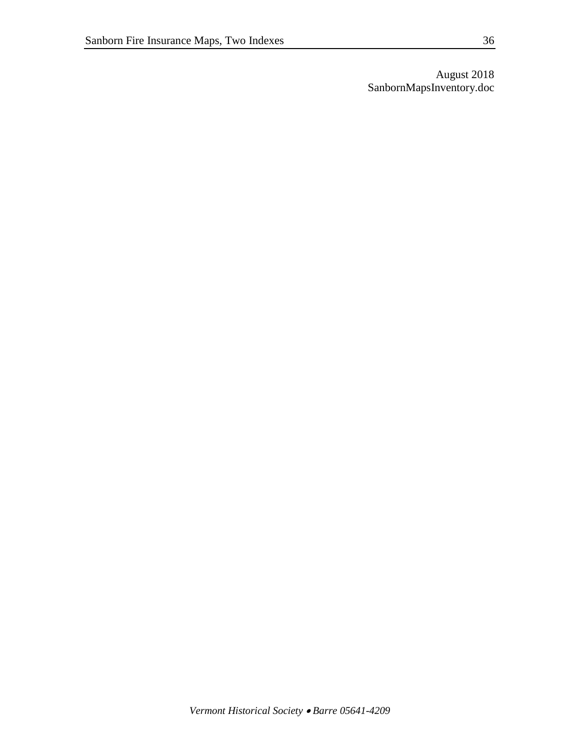August 2018
SanbornMapsInventory.doc